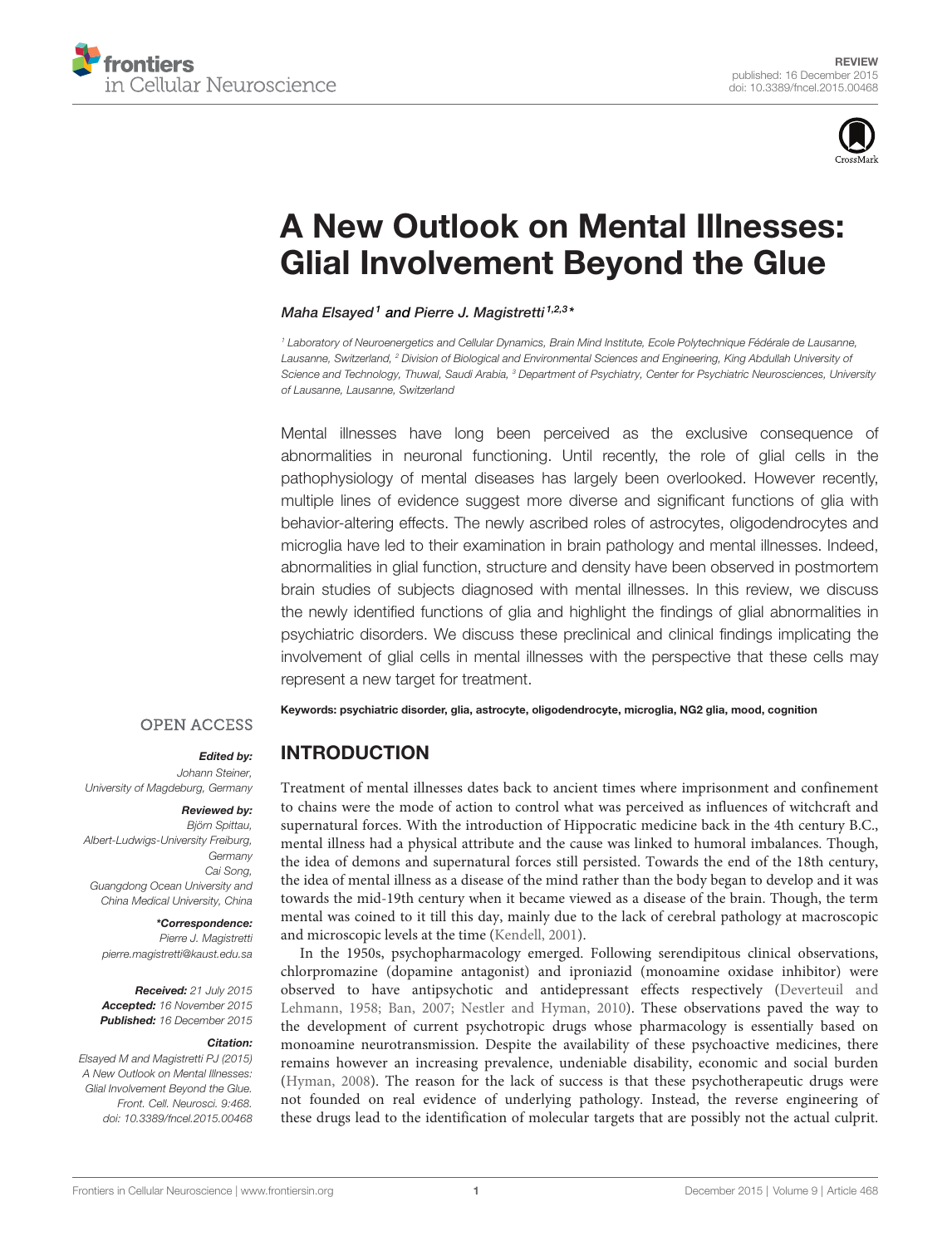REVIEW
published: 16 December 2015
doi: 10.3389/fncel.2015.00468

# A New Outlook on Mental Illnesses: Glial Involvement Beyond the Glue

*Maha Elsayed[1] and Pierre J. Magistretti[1,2,3]**

[1] Laboratory of Neuroenergetics and Cellular Dynamics, Brain Mind Institute, Ecole Polytechnique Fédérale de Lausanne, Lausanne, Switzerland, [2] Division of Biological and Environmental Sciences and Engineering, King Abdullah University of Science and Technology, Thuwal, Saudi Arabia, [3] Department of Psychiatry, Center for Psychiatric Neurosciences, University of Lausanne, Lausanne, Switzerland

Mental illnesses have long been perceived as the exclusive consequence of abnormalities in neuronal functioning. Until recently, the role of glial cells in the pathophysiology of mental diseases has largely been overlooked. However recently, multiple lines of evidence suggest more diverse and significant functions of glia with behavior-altering effects. The newly ascribed roles of astrocytes, oligodendrocytes and microglia have led to their examination in brain pathology and mental illnesses. Indeed, abnormalities in glial function, structure and density have been observed in postmortem brain studies of subjects diagnosed with mental illnesses. In this review, we discuss the newly identified functions of glia and highlight the findings of glial abnormalities in psychiatric disorders. We discuss these preclinical and clinical findings implicating the involvement of glial cells in mental illnesses with the perspective that these cells may represent a new target for treatment.

**Keywords: psychiatric disorder, glia, astrocyte, oligodendrocyte, microglia, NG2 glia, mood, cognition**

OPEN ACCESS

***Edited by:***
*Johann Steiner, University of Magdeburg, Germany*

***Reviewed by:***
*Björn Spittau, Albert-Ludwigs-University Freiburg, Germany*
*Cai Song, Guangdong Ocean University and China Medical University, China*

****Correspondence:***
*Pierre J. Magistretti*
*pierre.magistretti@kaust.edu.sa*

***Received:*** *21 July 2015*
***Accepted:*** *16 November 2015*
***Published:*** *16 December 2015*

***Citation:***
*Elsayed M and Magistretti PJ (2015) A New Outlook on Mental Illnesses: Glial Involvement Beyond the Glue. Front. Cell. Neurosci. 9:468. doi: 10.3389/fncel.2015.00468*

## INTRODUCTION

Treatment of mental illnesses dates back to ancient times where imprisonment and confinement to chains were the mode of action to control what was perceived as influences of witchcraft and supernatural forces. With the introduction of Hippocratic medicine back in the 4th century B.C., mental illness had a physical attribute and the cause was linked to humoral imbalances. Though, the idea of demons and supernatural forces still persisted. Towards the end of the 18th century, the idea of mental illness as a disease of the mind rather than the body began to develop and it was towards the mid-19th century when it became viewed as a disease of the brain. Though, the term mental was coined to it till this day, mainly due to the lack of cerebral pathology at macroscopic and microscopic levels at the time (Kendell, 2001).

In the 1950s, psychopharmacology emerged. Following serendipitous clinical observations, chlorpromazine (dopamine antagonist) and iproniazid (monoamine oxidase inhibitor) were observed to have antipsychotic and antidepressant effects respectively (Deverteuil and Lehmann, 1958; Ban, 2007; Nestler and Hyman, 2010). These observations paved the way to the development of current psychotropic drugs whose pharmacology is essentially based on monoamine neurotransmission. Despite the availability of these psychoactive medicines, there remains however an increasing prevalence, undeniable disability, economic and social burden (Hyman, 2008). The reason for the lack of success is that these psychotherapeutic drugs were not founded on real evidence of underlying pathology. Instead, the reverse engineering of these drugs lead to the identification of molecular targets that are possibly not the actual culprit.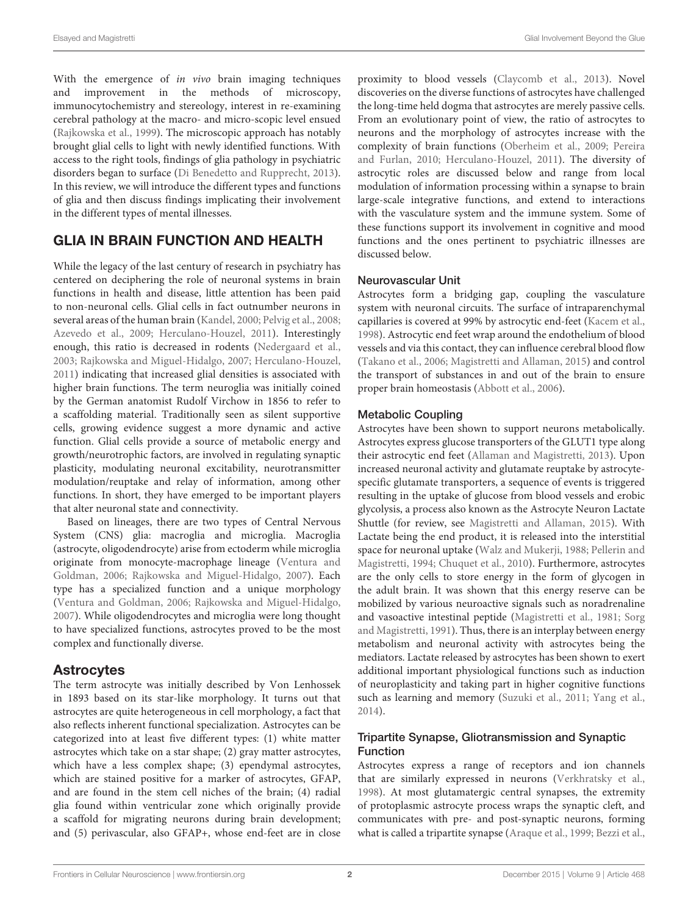With the emergence of *in vivo* brain imaging techniques and improvement in the methods of microscopy, immunocytochemistry and stereology, interest in re-examining cerebral pathology at the macro- and micro-scopic level ensued (Rajkowska et al., 1999). The microscopic approach has notably brought glial cells to light with newly identified functions. With access to the right tools, findings of glia pathology in psychiatric disorders began to surface (Di Benedetto and Rupprecht, 2013). In this review, we will introduce the different types and functions of glia and then discuss findings implicating their involvement in the different types of mental illnesses.

## GLIA IN BRAIN FUNCTION AND HEALTH

While the legacy of the last century of research in psychiatry has centered on deciphering the role of neuronal systems in brain functions in health and disease, little attention has been paid to non-neuronal cells. Glial cells in fact outnumber neurons in several areas of the human brain (Kandel, 2000; Pelvig et al., 2008; Azevedo et al., 2009; Herculano-Houzel, 2011). Interestingly enough, this ratio is decreased in rodents (Nedergaard et al., 2003; Rajkowska and Miguel-Hidalgo, 2007; Herculano-Houzel, 2011) indicating that increased glial densities is associated with higher brain functions. The term neuroglia was initially coined by the German anatomist Rudolf Virchow in 1856 to refer to a scaffolding material. Traditionally seen as silent supportive cells, growing evidence suggest a more dynamic and active function. Glial cells provide a source of metabolic energy and growth/neurotrophic factors, are involved in regulating synaptic plasticity, modulating neuronal excitability, neurotransmitter modulation/reuptake and relay of information, among other functions. In short, they have emerged to be important players that alter neuronal state and connectivity.

Based on lineages, there are two types of Central Nervous System (CNS) glia: macroglia and microglia. Macroglia (astrocyte, oligodendrocyte) arise from ectoderm while microglia originate from monocyte-macrophage lineage (Ventura and Goldman, 2006; Rajkowska and Miguel-Hidalgo, 2007). Each type has a specialized function and a unique morphology (Ventura and Goldman, 2006; Rajkowska and Miguel-Hidalgo, 2007). While oligodendrocytes and microglia were long thought to have specialized functions, astrocytes proved to be the most complex and functionally diverse.

### Astrocytes

The term astrocyte was initially described by Von Lenhossek in 1893 based on its star-like morphology. It turns out that astrocytes are quite heterogeneous in cell morphology, a fact that also reflects inherent functional specialization. Astrocytes can be categorized into at least five different types: (1) white matter astrocytes which take on a star shape; (2) gray matter astrocytes, which have a less complex shape; (3) ependymal astrocytes, which are stained positive for a marker of astrocytes, GFAP, and are found in the stem cell niches of the brain; (4) radial glia found within ventricular zone which originally provide a scaffold for migrating neurons during brain development; and (5) perivascular, also GFAP+, whose end-feet are in close proximity to blood vessels (Claycomb et al., 2013). Novel discoveries on the diverse functions of astrocytes have challenged the long-time held dogma that astrocytes are merely passive cells. From an evolutionary point of view, the ratio of astrocytes to neurons and the morphology of astrocytes increase with the complexity of brain functions (Oberheim et al., 2009; Pereira and Furlan, 2010; Herculano-Houzel, 2011). The diversity of astrocytic roles are discussed below and range from local modulation of information processing within a synapse to brain large-scale integrative functions, and extend to interactions with the vasculature system and the immune system. Some of these functions support its involvement in cognitive and mood functions and the ones pertinent to psychiatric illnesses are discussed below.

#### Neurovascular Unit

Astrocytes form a bridging gap, coupling the vasculature system with neuronal circuits. The surface of intraparenchymal capillaries is covered at 99% by astrocytic end-feet (Kacem et al., 1998). Astrocytic end feet wrap around the endothelium of blood vessels and via this contact, they can influence cerebral blood flow (Takano et al., 2006; Magistretti and Allaman, 2015) and control the transport of substances in and out of the brain to ensure proper brain homeostasis (Abbott et al., 2006).

#### Metabolic Coupling

Astrocytes have been shown to support neurons metabolically. Astrocytes express glucose transporters of the GLUT1 type along their astrocytic end feet (Allaman and Magistretti, 2013). Upon increased neuronal activity and glutamate reuptake by astrocyte-specific glutamate transporters, a sequence of events is triggered resulting in the uptake of glucose from blood vessels and erobic glycolysis, a process also known as the Astrocyte Neuron Lactate Shuttle (for review, see Magistretti and Allaman, 2015). With Lactate being the end product, it is released into the interstitial space for neuronal uptake (Walz and Mukerji, 1988; Pellerin and Magistretti, 1994; Chuquet et al., 2010). Furthermore, astrocytes are the only cells to store energy in the form of glycogen in the adult brain. It was shown that this energy reserve can be mobilized by various neuroactive signals such as noradrenaline and vasoactive intestinal peptide (Magistretti et al., 1981; Sorg and Magistretti, 1991). Thus, there is an interplay between energy metabolism and neuronal activity with astrocytes being the mediators. Lactate released by astrocytes has been shown to exert additional important physiological functions such as induction of neuroplasticity and taking part in higher cognitive functions such as learning and memory (Suzuki et al., 2011; Yang et al., 2014).

#### Tripartite Synapse, Gliotransmission and Synaptic Function

Astrocytes express a range of receptors and ion channels that are similarly expressed in neurons (Verkhratsky et al., 1998). At most glutamatergic central synapses, the extremity of protoplasmic astrocyte process wraps the synaptic cleft, and communicates with pre- and post-synaptic neurons, forming what is called a tripartite synapse (Araque et al., 1999; Bezzi et al.,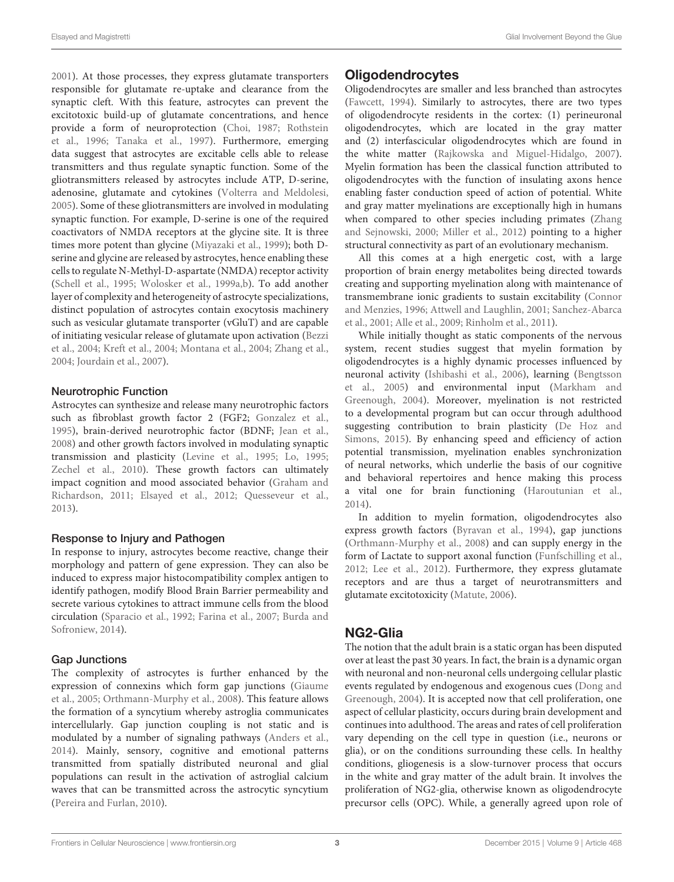2001). At those processes, they express glutamate transporters responsible for glutamate re-uptake and clearance from the synaptic cleft. With this feature, astrocytes can prevent the excitotoxic build-up of glutamate concentrations, and hence provide a form of neuroprotection (Choi, 1987; Rothstein et al., 1996; Tanaka et al., 1997). Furthermore, emerging data suggest that astrocytes are excitable cells able to release transmitters and thus regulate synaptic function. Some of the gliotransmitters released by astrocytes include ATP, D-serine, adenosine, glutamate and cytokines (Volterra and Meldolesi, 2005). Some of these gliotransmitters are involved in modulating synaptic function. For example, D-serine is one of the required coactivators of NMDA receptors at the glycine site. It is three times more potent than glycine (Miyazaki et al., 1999); both D-serine and glycine are released by astrocytes, hence enabling these cells to regulate N-Methyl-D-aspartate (NMDA) receptor activity (Schell et al., 1995; Wolosker et al., 1999a,b). To add another layer of complexity and heterogeneity of astrocyte specializations, distinct population of astrocytes contain exocytosis machinery such as vesicular glutamate transporter (vGluT) and are capable of initiating vesicular release of glutamate upon activation (Bezzi et al., 2004; Kreft et al., 2004; Montana et al., 2004; Zhang et al., 2004; Jourdain et al., 2007).

### Neurotrophic Function

Astrocytes can synthesize and release many neurotrophic factors such as fibroblast growth factor 2 (FGF2; Gonzalez et al., 1995), brain-derived neurotrophic factor (BDNF; Jean et al., 2008) and other growth factors involved in modulating synaptic transmission and plasticity (Levine et al., 1995; Lo, 1995; Zechel et al., 2010). These growth factors can ultimately impact cognition and mood associated behavior (Graham and Richardson, 2011; Elsayed et al., 2012; Quesseveur et al., 2013).

### Response to Injury and Pathogen

In response to injury, astrocytes become reactive, change their morphology and pattern of gene expression. They can also be induced to express major histocompatibility complex antigen to identify pathogen, modify Blood Brain Barrier permeability and secrete various cytokines to attract immune cells from the blood circulation (Sparacio et al., 1992; Farina et al., 2007; Burda and Sofroniew, 2014).

### Gap Junctions

The complexity of astrocytes is further enhanced by the expression of connexins which form gap junctions (Giaume et al., 2005; Orthmann-Murphy et al., 2008). This feature allows the formation of a syncytium whereby astroglia communicates intercellularly. Gap junction coupling is not static and is modulated by a number of signaling pathways (Anders et al., 2014). Mainly, sensory, cognitive and emotional patterns transmitted from spatially distributed neuronal and glial populations can result in the activation of astroglial calcium waves that can be transmitted across the astrocytic syncytium (Pereira and Furlan, 2010).

## Oligodendrocytes

Oligodendrocytes are smaller and less branched than astrocytes (Fawcett, 1994). Similarly to astrocytes, there are two types of oligodendrocyte residents in the cortex: (1) perineuronal oligodendrocytes, which are located in the gray matter and (2) interfascicular oligodendrocytes which are found in the white matter (Rajkowska and Miguel-Hidalgo, 2007). Myelin formation has been the classical function attributed to oligodendrocytes with the function of insulating axons hence enabling faster conduction speed of action of potential. White and gray matter myelinations are exceptionally high in humans when compared to other species including primates (Zhang and Sejnowski, 2000; Miller et al., 2012) pointing to a higher structural connectivity as part of an evolutionary mechanism.

All this comes at a high energetic cost, with a large proportion of brain energy metabolites being directed towards creating and supporting myelination along with maintenance of transmembrane ionic gradients to sustain excitability (Connor and Menzies, 1996; Attwell and Laughlin, 2001; Sanchez-Abarca et al., 2001; Alle et al., 2009; Rinholm et al., 2011).

While initially thought as static components of the nervous system, recent studies suggest that myelin formation by oligodendrocytes is a highly dynamic processes influenced by neuronal activity (Ishibashi et al., 2006), learning (Bengtsson et al., 2005) and environmental input (Markham and Greenough, 2004). Moreover, myelination is not restricted to a developmental program but can occur through adulthood suggesting contribution to brain plasticity (De Hoz and Simons, 2015). By enhancing speed and efficiency of action potential transmission, myelination enables synchronization of neural networks, which underlie the basis of our cognitive and behavioral repertoires and hence making this process a vital one for brain functioning (Haroutunian et al., 2014).

In addition to myelin formation, oligodendrocytes also express growth factors (Byravan et al., 1994), gap junctions (Orthmann-Murphy et al., 2008) and can supply energy in the form of Lactate to support axonal function (Funfschilling et al., 2012; Lee et al., 2012). Furthermore, they express glutamate receptors and are thus a target of neurotransmitters and glutamate excitotoxicity (Matute, 2006).

## NG2-Glia

The notion that the adult brain is a static organ has been disputed over at least the past 30 years. In fact, the brain is a dynamic organ with neuronal and non-neuronal cells undergoing cellular plastic events regulated by endogenous and exogenous cues (Dong and Greenough, 2004). It is accepted now that cell proliferation, one aspect of cellular plasticity, occurs during brain development and continues into adulthood. The areas and rates of cell proliferation vary depending on the cell type in question (i.e., neurons or glia), or on the conditions surrounding these cells. In healthy conditions, gliogenesis is a slow-turnover process that occurs in the white and gray matter of the adult brain. It involves the proliferation of NG2-glia, otherwise known as oligodendrocyte precursor cells (OPC). While, a generally agreed upon role of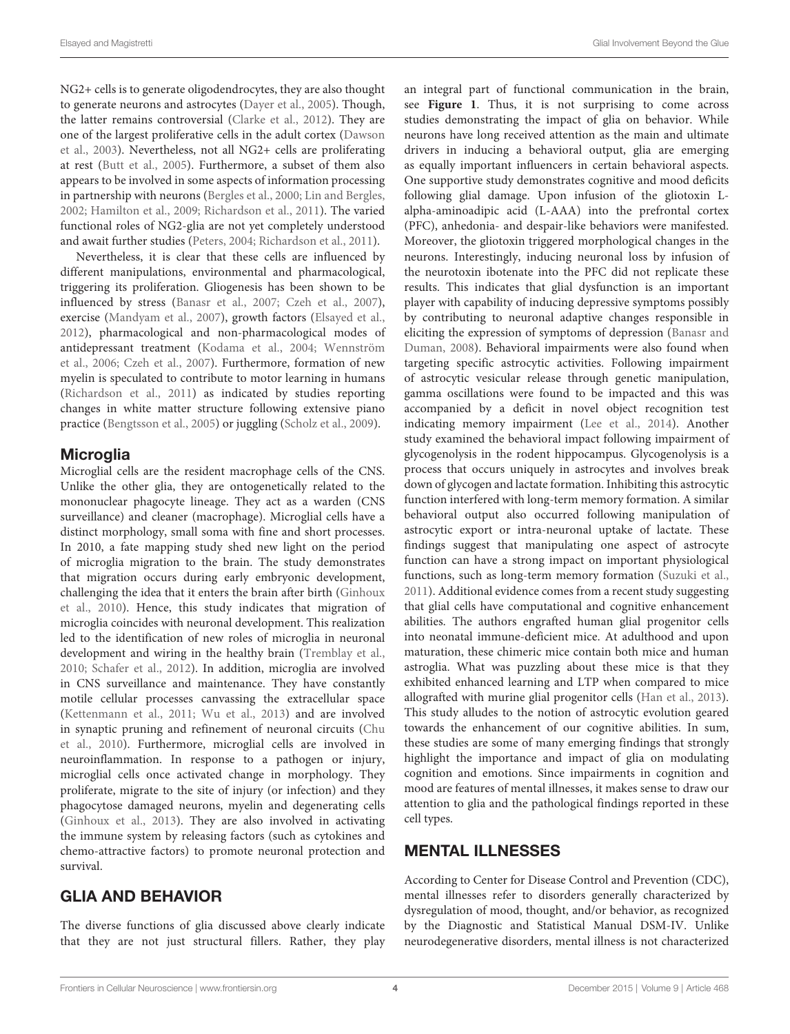NG2+ cells is to generate oligodendrocytes, they are also thought to generate neurons and astrocytes (Dayer et al., 2005). Though, the latter remains controversial (Clarke et al., 2012). They are one of the largest proliferative cells in the adult cortex (Dawson et al., 2003). Nevertheless, not all NG2+ cells are proliferating at rest (Butt et al., 2005). Furthermore, a subset of them also appears to be involved in some aspects of information processing in partnership with neurons (Bergles et al., 2000; Lin and Bergles, 2002; Hamilton et al., 2009; Richardson et al., 2011). The varied functional roles of NG2-glia are not yet completely understood and await further studies (Peters, 2004; Richardson et al., 2011).

Nevertheless, it is clear that these cells are influenced by different manipulations, environmental and pharmacological, triggering its proliferation. Gliogenesis has been shown to be influenced by stress (Banasr et al., 2007; Czeh et al., 2007), exercise (Mandyam et al., 2007), growth factors (Elsayed et al., 2012), pharmacological and non-pharmacological modes of antidepressant treatment (Kodama et al., 2004; Wennström et al., 2006; Czeh et al., 2007). Furthermore, formation of new myelin is speculated to contribute to motor learning in humans (Richardson et al., 2011) as indicated by studies reporting changes in white matter structure following extensive piano practice (Bengtsson et al., 2005) or juggling (Scholz et al., 2009).

### Microglia

Microglial cells are the resident macrophage cells of the CNS. Unlike the other glia, they are ontogenetically related to the mononuclear phagocyte lineage. They act as a warden (CNS surveillance) and cleaner (macrophage). Microglial cells have a distinct morphology, small soma with fine and short processes. In 2010, a fate mapping study shed new light on the period of microglia migration to the brain. The study demonstrates that migration occurs during early embryonic development, challenging the idea that it enters the brain after birth (Ginhoux et al., 2010). Hence, this study indicates that migration of microglia coincides with neuronal development. This realization led to the identification of new roles of microglia in neuronal development and wiring in the healthy brain (Tremblay et al., 2010; Schafer et al., 2012). In addition, microglia are involved in CNS surveillance and maintenance. They have constantly motile cellular processes canvassing the extracellular space (Kettenmann et al., 2011; Wu et al., 2013) and are involved in synaptic pruning and refinement of neuronal circuits (Chu et al., 2010). Furthermore, microglial cells are involved in neuroinflammation. In response to a pathogen or injury, microglial cells once activated change in morphology. They proliferate, migrate to the site of injury (or infection) and they phagocytose damaged neurons, myelin and degenerating cells (Ginhoux et al., 2013). They are also involved in activating the immune system by releasing factors (such as cytokines and chemo-attractive factors) to promote neuronal protection and survival.

## GLIA AND BEHAVIOR

The diverse functions of glia discussed above clearly indicate that they are not just structural fillers. Rather, they play an integral part of functional communication in the brain, see **Figure 1**. Thus, it is not surprising to come across studies demonstrating the impact of glia on behavior. While neurons have long received attention as the main and ultimate drivers in inducing a behavioral output, glia are emerging as equally important influencers in certain behavioral aspects. One supportive study demonstrates cognitive and mood deficits following glial damage. Upon infusion of the gliotoxin L-alpha-aminoadipic acid (L-AAA) into the prefrontal cortex (PFC), anhedonia- and despair-like behaviors were manifested. Moreover, the gliotoxin triggered morphological changes in the neurons. Interestingly, inducing neuronal loss by infusion of the neurotoxin ibotenate into the PFC did not replicate these results. This indicates that glial dysfunction is an important player with capability of inducing depressive symptoms possibly by contributing to neuronal adaptive changes responsible in eliciting the expression of symptoms of depression (Banasr and Duman, 2008). Behavioral impairments were also found when targeting specific astrocytic activities. Following impairment of astrocytic vesicular release through genetic manipulation, gamma oscillations were found to be impacted and this was accompanied by a deficit in novel object recognition test indicating memory impairment (Lee et al., 2014). Another study examined the behavioral impact following impairment of glycogenolysis in the rodent hippocampus. Glycogenolysis is a process that occurs uniquely in astrocytes and involves break down of glycogen and lactate formation. Inhibiting this astrocytic function interfered with long-term memory formation. A similar behavioral output also occurred following manipulation of astrocytic export or intra-neuronal uptake of lactate. These findings suggest that manipulating one aspect of astrocyte function can have a strong impact on important physiological functions, such as long-term memory formation (Suzuki et al., 2011). Additional evidence comes from a recent study suggesting that glial cells have computational and cognitive enhancement abilities. The authors engrafted human glial progenitor cells into neonatal immune-deficient mice. At adulthood and upon maturation, these chimeric mice contain both mice and human astroglia. What was puzzling about these mice is that they exhibited enhanced learning and LTP when compared to mice allografted with murine glial progenitor cells (Han et al., 2013). This study alludes to the notion of astrocytic evolution geared towards the enhancement of our cognitive abilities. In sum, these studies are some of many emerging findings that strongly highlight the importance and impact of glia on modulating cognition and emotions. Since impairments in cognition and mood are features of mental illnesses, it makes sense to draw our attention to glia and the pathological findings reported in these cell types.

## MENTAL ILLNESSES

According to Center for Disease Control and Prevention (CDC), mental illnesses refer to disorders generally characterized by dysregulation of mood, thought, and/or behavior, as recognized by the Diagnostic and Statistical Manual DSM-IV. Unlike neurodegenerative disorders, mental illness is not characterized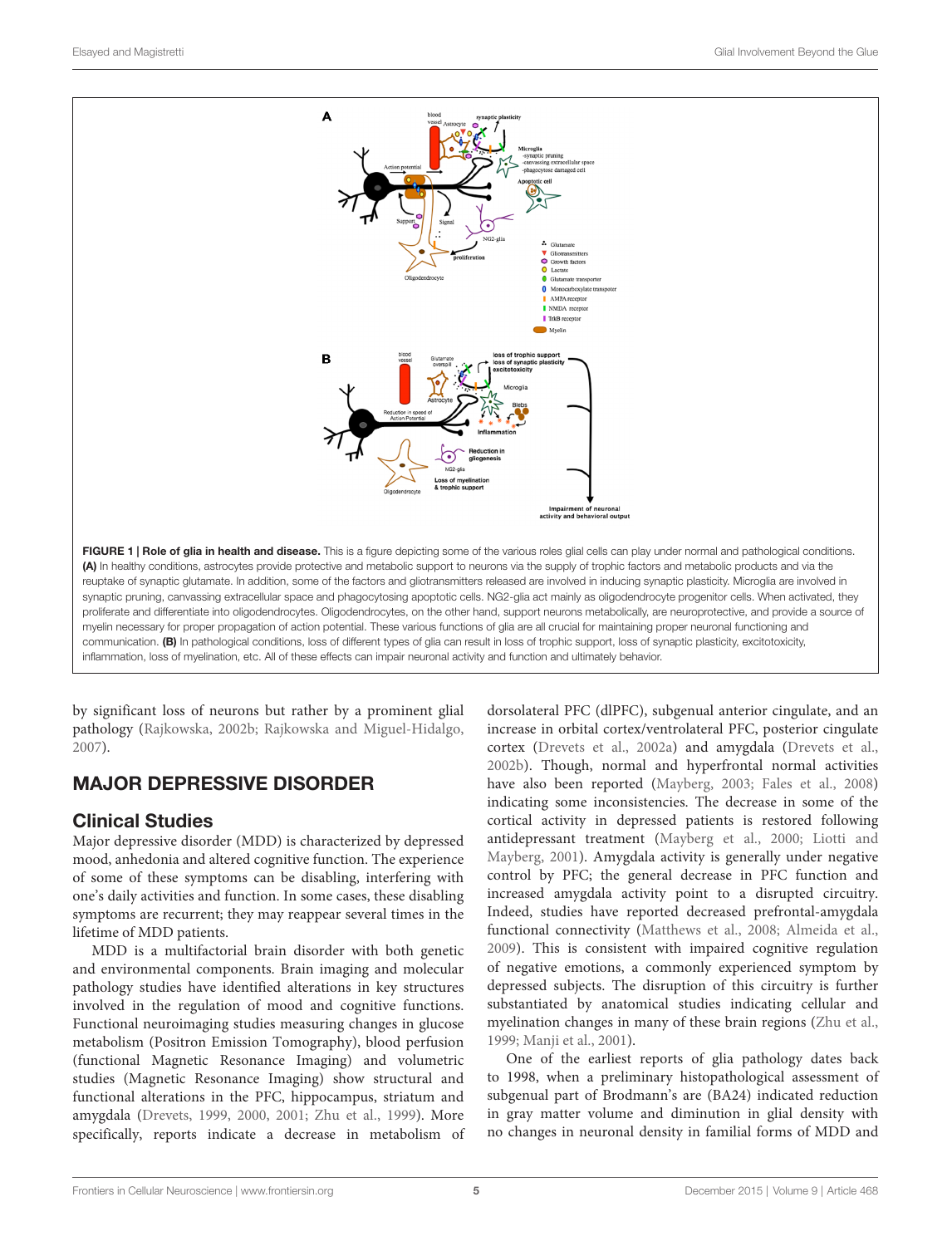**FIGURE 1 | Role of glia in health and disease.** This is a figure depicting some of the various roles glial cells can play under normal and pathological conditions. **(A)** In healthy conditions, astrocytes provide protective and metabolic support to neurons via the supply of trophic factors and metabolic products and via the reuptake of synaptic glutamate. In addition, some of the factors and gliotransmitters released are involved in inducing synaptic plasticity. Microglia are involved in synaptic pruning, canvassing extracellular space and phagocytosing apoptotic cells. NG2-glia act mainly as oligodendrocyte progenitor cells. When activated, they proliferate and differentiate into oligodendrocytes. Oligodendrocytes, on the other hand, support neurons metabolically, are neuroprotective, and provide a source of myelin necessary for proper propagation of action potential. These various functions of glia are all crucial for maintaining proper neuronal functioning and communication. **(B)** In pathological conditions, loss of different types of glia can result in loss of trophic support, loss of synaptic plasticity, excitotoxicity, inflammation, loss of myelination, etc. All of these effects can impair neuronal activity and function and ultimately behavior.

by significant loss of neurons but rather by a prominent glial pathology (Rajkowska, 2002b; Rajkowska and Miguel-Hidalgo, 2007).

## MAJOR DEPRESSIVE DISORDER

### Clinical Studies

Major depressive disorder (MDD) is characterized by depressed mood, anhedonia and altered cognitive function. The experience of some of these symptoms can be disabling, interfering with one's daily activities and function. In some cases, these disabling symptoms are recurrent; they may reappear several times in the lifetime of MDD patients.

MDD is a multifactorial brain disorder with both genetic and environmental components. Brain imaging and molecular pathology studies have identified alterations in key structures involved in the regulation of mood and cognitive functions. Functional neuroimaging studies measuring changes in glucose metabolism (Positron Emission Tomography), blood perfusion (functional Magnetic Resonance Imaging) and volumetric studies (Magnetic Resonance Imaging) show structural and functional alterations in the PFC, hippocampus, striatum and amygdala (Drevets, 1999, 2000, 2001; Zhu et al., 1999). More specifically, reports indicate a decrease in metabolism of dorsolateral PFC (dlPFC), subgenual anterior cingulate, and an increase in orbital cortex/ventrolateral PFC, posterior cingulate cortex (Drevets et al., 2002a) and amygdala (Drevets et al., 2002b). Though, normal and hyperfrontal normal activities have also been reported (Mayberg, 2003; Fales et al., 2008) indicating some inconsistencies. The decrease in some of the cortical activity in depressed patients is restored following antidepressant treatment (Mayberg et al., 2000; Liotti and Mayberg, 2001). Amygdala activity is generally under negative control by PFC; the general decrease in PFC function and increased amygdala activity point to a disrupted circuitry. Indeed, studies have reported decreased prefrontal-amygdala functional connectivity (Matthews et al., 2008; Almeida et al., 2009). This is consistent with impaired cognitive regulation of negative emotions, a commonly experienced symptom by depressed subjects. The disruption of this circuitry is further substantiated by anatomical studies indicating cellular and myelination changes in many of these brain regions (Zhu et al., 1999; Manji et al., 2001).

One of the earliest reports of glia pathology dates back to 1998, when a preliminary histopathological assessment of subgenual part of Brodmann's are (BA24) indicated reduction in gray matter volume and diminution in glial density with no changes in neuronal density in familial forms of MDD and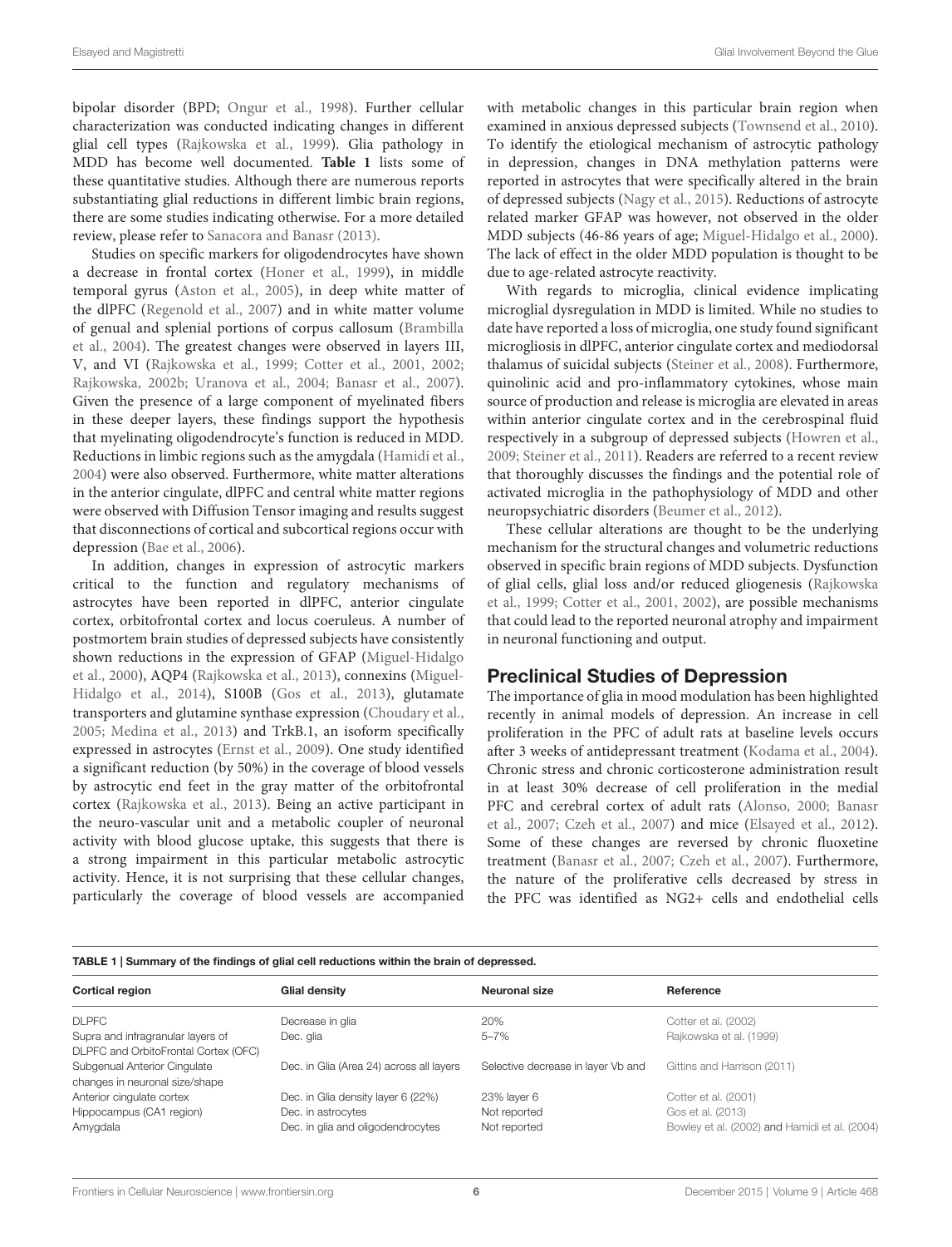bipolar disorder (BPD; Ongur et al., 1998). Further cellular characterization was conducted indicating changes in different glial cell types (Rajkowska et al., 1999). Glia pathology in MDD has become well documented. **Table 1** lists some of these quantitative studies. Although there are numerous reports substantiating glial reductions in different limbic brain regions, there are some studies indicating otherwise. For a more detailed review, please refer to Sanacora and Banasr (2013).

Studies on specific markers for oligodendrocytes have shown a decrease in frontal cortex (Honer et al., 1999), in middle temporal gyrus (Aston et al., 2005), in deep white matter of the dlPFC (Regenold et al., 2007) and in white matter volume of genual and splenial portions of corpus callosum (Brambilla et al., 2004). The greatest changes were observed in layers III, V, and VI (Rajkowska et al., 1999; Cotter et al., 2001, 2002; Rajkowska, 2002b; Uranova et al., 2004; Banasr et al., 2007). Given the presence of a large component of myelinated fibers in these deeper layers, these findings support the hypothesis that myelinating oligodendrocyte's function is reduced in MDD. Reductions in limbic regions such as the amygdala (Hamidi et al., 2004) were also observed. Furthermore, white matter alterations in the anterior cingulate, dlPFC and central white matter regions were observed with Diffusion Tensor imaging and results suggest that disconnections of cortical and subcortical regions occur with depression (Bae et al., 2006).

In addition, changes in expression of astrocytic markers critical to the function and regulatory mechanisms of astrocytes have been reported in dlPFC, anterior cingulate cortex, orbitofrontal cortex and locus coeruleus. A number of postmortem brain studies of depressed subjects have consistently shown reductions in the expression of GFAP (Miguel-Hidalgo et al., 2000), AQP4 (Rajkowska et al., 2013), connexins (Miguel-Hidalgo et al., 2014), S100B (Gos et al., 2013), glutamate transporters and glutamine synthase expression (Choudary et al., 2005; Medina et al., 2013) and TrkB.1, an isoform specifically expressed in astrocytes (Ernst et al., 2009). One study identified a significant reduction (by 50%) in the coverage of blood vessels by astrocytic end feet in the gray matter of the orbitofrontal cortex (Rajkowska et al., 2013). Being an active participant in the neuro-vascular unit and a metabolic coupler of neuronal activity with blood glucose uptake, this suggests that there is a strong impairment in this particular metabolic astrocytic activity. Hence, it is not surprising that these cellular changes, particularly the coverage of blood vessels are accompanied with metabolic changes in this particular brain region when examined in anxious depressed subjects (Townsend et al., 2010). To identify the etiological mechanism of astrocytic pathology in depression, changes in DNA methylation patterns were reported in astrocytes that were specifically altered in the brain of depressed subjects (Nagy et al., 2015). Reductions of astrocyte related marker GFAP was however, not observed in the older MDD subjects (46-86 years of age; Miguel-Hidalgo et al., 2000). The lack of effect in the older MDD population is thought to be due to age-related astrocyte reactivity.

With regards to microglia, clinical evidence implicating microglial dysregulation in MDD is limited. While no studies to date have reported a loss of microglia, one study found significant microgliosis in dlPFC, anterior cingulate cortex and mediodorsal thalamus of suicidal subjects (Steiner et al., 2008). Furthermore, quinolinic acid and pro-inflammatory cytokines, whose main source of production and release is microglia are elevated in areas within anterior cingulate cortex and in the cerebrospinal fluid respectively in a subgroup of depressed subjects (Howren et al., 2009; Steiner et al., 2011). Readers are referred to a recent review that thoroughly discusses the findings and the potential role of activated microglia in the pathophysiology of MDD and other neuropsychiatric disorders (Beumer et al., 2012).

These cellular alterations are thought to be the underlying mechanism for the structural changes and volumetric reductions observed in specific brain regions of MDD subjects. Dysfunction of glial cells, glial loss and/or reduced gliogenesis (Rajkowska et al., 1999; Cotter et al., 2001, 2002), are possible mechanisms that could lead to the reported neuronal atrophy and impairment in neuronal functioning and output.

## Preclinical Studies of Depression

The importance of glia in mood modulation has been highlighted recently in animal models of depression. An increase in cell proliferation in the PFC of adult rats at baseline levels occurs after 3 weeks of antidepressant treatment (Kodama et al., 2004). Chronic stress and chronic corticosterone administration result in at least 30% decrease of cell proliferation in the medial PFC and cerebral cortex of adult rats (Alonso, 2000; Banasr et al., 2007; Czeh et al., 2007) and mice (Elsayed et al., 2012). Some of these changes are reversed by chronic fluoxetine treatment (Banasr et al., 2007; Czeh et al., 2007). Furthermore, the nature of the proliferative cells decreased by stress in the PFC was identified as NG2+ cells and endothelial cells

**TABLE 1 | Summary of the findings of glial cell reductions within the brain of depressed.**

| Cortical region | Glial density | Neuronal size | Reference |
|---|---|---|---|
| DLPFC | Decrease in glia | 20% | Cotter et al. (2002) |
| Supra and infragranular layers of DLPFC and OrbitoFrontal Cortex (OFC) | Dec. glia | 5–7% | Rajkowska et al. (1999) |
| Subgenual Anterior Cingulate changes in neuronal size/shape | Dec. in Glia (Area 24) across all layers | Selective decrease in layer Vb and | Gittins and Harrison (2011) |
| Anterior cingulate cortex | Dec. in Glia density layer 6 (22%) | 23% layer 6 | Cotter et al. (2001) |
| Hippocampus (CA1 region) | Dec. in astrocytes | Not reported | Gos et al. (2013) |
| Amygdala | Dec. in glia and oligodendrocytes | Not reported | Bowley et al. (2002) and Hamidi et al. (2004) |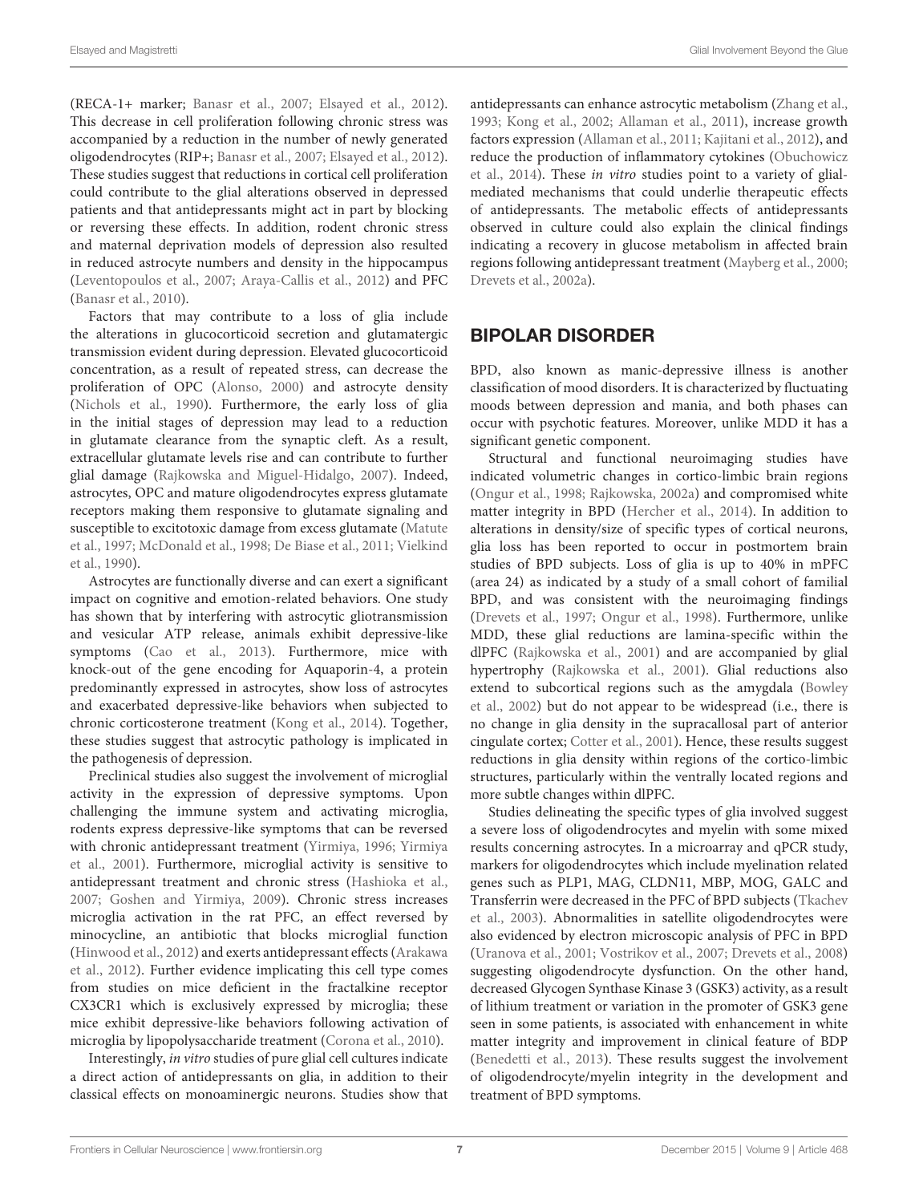(RECA-1+ marker; Banasr et al., 2007; Elsayed et al., 2012). This decrease in cell proliferation following chronic stress was accompanied by a reduction in the number of newly generated oligodendrocytes (RIP+; Banasr et al., 2007; Elsayed et al., 2012). These studies suggest that reductions in cortical cell proliferation could contribute to the glial alterations observed in depressed patients and that antidepressants might act in part by blocking or reversing these effects. In addition, rodent chronic stress and maternal deprivation models of depression also resulted in reduced astrocyte numbers and density in the hippocampus (Leventopoulos et al., 2007; Araya-Callis et al., 2012) and PFC (Banasr et al., 2010).

Factors that may contribute to a loss of glia include the alterations in glucocorticoid secretion and glutamatergic transmission evident during depression. Elevated glucocorticoid concentration, as a result of repeated stress, can decrease the proliferation of OPC (Alonso, 2000) and astrocyte density (Nichols et al., 1990). Furthermore, the early loss of glia in the initial stages of depression may lead to a reduction in glutamate clearance from the synaptic cleft. As a result, extracellular glutamate levels rise and can contribute to further glial damage (Rajkowska and Miguel-Hidalgo, 2007). Indeed, astrocytes, OPC and mature oligodendrocytes express glutamate receptors making them responsive to glutamate signaling and susceptible to excitotoxic damage from excess glutamate (Matute et al., 1997; McDonald et al., 1998; De Biase et al., 2011; Vielkind et al., 1990).

Astrocytes are functionally diverse and can exert a significant impact on cognitive and emotion-related behaviors. One study has shown that by interfering with astrocytic gliotransmission and vesicular ATP release, animals exhibit depressive-like symptoms (Cao et al., 2013). Furthermore, mice with knock-out of the gene encoding for Aquaporin-4, a protein predominantly expressed in astrocytes, show loss of astrocytes and exacerbated depressive-like behaviors when subjected to chronic corticosterone treatment (Kong et al., 2014). Together, these studies suggest that astrocytic pathology is implicated in the pathogenesis of depression.

Preclinical studies also suggest the involvement of microglial activity in the expression of depressive symptoms. Upon challenging the immune system and activating microglia, rodents express depressive-like symptoms that can be reversed with chronic antidepressant treatment (Yirmiya, 1996; Yirmiya et al., 2001). Furthermore, microglial activity is sensitive to antidepressant treatment and chronic stress (Hashioka et al., 2007; Goshen and Yirmiya, 2009). Chronic stress increases microglia activation in the rat PFC, an effect reversed by minocycline, an antibiotic that blocks microglial function (Hinwood et al., 2012) and exerts antidepressant effects (Arakawa et al., 2012). Further evidence implicating this cell type comes from studies on mice deficient in the fractalkine receptor CX3CR1 which is exclusively expressed by microglia; these mice exhibit depressive-like behaviors following activation of microglia by lipopolysaccharide treatment (Corona et al., 2010).

Interestingly, *in vitro* studies of pure glial cell cultures indicate a direct action of antidepressants on glia, in addition to their classical effects on monoaminergic neurons. Studies show that antidepressants can enhance astrocytic metabolism (Zhang et al., 1993; Kong et al., 2002; Allaman et al., 2011), increase growth factors expression (Allaman et al., 2011; Kajitani et al., 2012), and reduce the production of inflammatory cytokines (Obuchowicz et al., 2014). These *in vitro* studies point to a variety of glial-mediated mechanisms that could underlie therapeutic effects of antidepressants. The metabolic effects of antidepressants observed in culture could also explain the clinical findings indicating a recovery in glucose metabolism in affected brain regions following antidepressant treatment (Mayberg et al., 2000; Drevets et al., 2002a).

## BIPOLAR DISORDER

BPD, also known as manic-depressive illness is another classification of mood disorders. It is characterized by fluctuating moods between depression and mania, and both phases can occur with psychotic features. Moreover, unlike MDD it has a significant genetic component.

Structural and functional neuroimaging studies have indicated volumetric changes in cortico-limbic brain regions (Ongur et al., 1998; Rajkowska, 2002a) and compromised white matter integrity in BPD (Hercher et al., 2014). In addition to alterations in density/size of specific types of cortical neurons, glia loss has been reported to occur in postmortem brain studies of BPD subjects. Loss of glia is up to 40% in mPFC (area 24) as indicated by a study of a small cohort of familial BPD, and was consistent with the neuroimaging findings (Drevets et al., 1997; Ongur et al., 1998). Furthermore, unlike MDD, these glial reductions are lamina-specific within the dlPFC (Rajkowska et al., 2001) and are accompanied by glial hypertrophy (Rajkowska et al., 2001). Glial reductions also extend to subcortical regions such as the amygdala (Bowley et al., 2002) but do not appear to be widespread (i.e., there is no change in glia density in the supracallosal part of anterior cingulate cortex; Cotter et al., 2001). Hence, these results suggest reductions in glia density within regions of the cortico-limbic structures, particularly within the ventrally located regions and more subtle changes within dlPFC.

Studies delineating the specific types of glia involved suggest a severe loss of oligodendrocytes and myelin with some mixed results concerning astrocytes. In a microarray and qPCR study, markers for oligodendrocytes which include myelination related genes such as PLP1, MAG, CLDN11, MBP, MOG, GALC and Transferrin were decreased in the PFC of BPD subjects (Tkachev et al., 2003). Abnormalities in satellite oligodendrocytes were also evidenced by electron microscopic analysis of PFC in BPD (Uranova et al., 2001; Vostrikov et al., 2007; Drevets et al., 2008) suggesting oligodendrocyte dysfunction. On the other hand, decreased Glycogen Synthase Kinase 3 (GSK3) activity, as a result of lithium treatment or variation in the promoter of GSK3 gene seen in some patients, is associated with enhancement in white matter integrity and improvement in clinical feature of BDP (Benedetti et al., 2013). These results suggest the involvement of oligodendrocyte/myelin integrity in the development and treatment of BPD symptoms.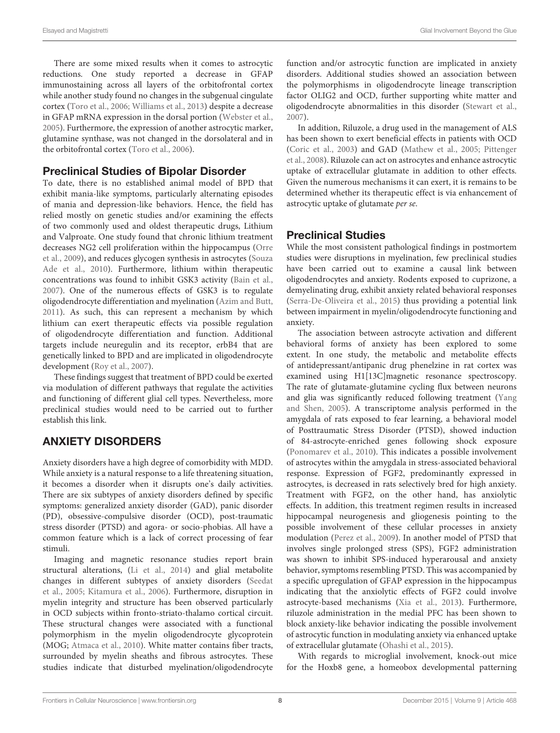There are some mixed results when it comes to astrocytic reductions. One study reported a decrease in GFAP immunostaining across all layers of the orbitofrontal cortex while another study found no changes in the subgenual cingulate cortex (Toro et al., 2006; Williams et al., 2013) despite a decrease in GFAP mRNA expression in the dorsal portion (Webster et al., 2005). Furthermore, the expression of another astrocytic marker, glutamine synthase, was not changed in the dorsolateral and in the orbitofrontal cortex (Toro et al., 2006).

## Preclinical Studies of Bipolar Disorder

To date, there is no established animal model of BPD that exhibit mania-like symptoms, particularly alternating episodes of mania and depression-like behaviors. Hence, the field has relied mostly on genetic studies and/or examining the effects of two commonly used and oldest therapeutic drugs, Lithium and Valproate. One study found that chronic lithium treatment decreases NG2 cell proliferation within the hippocampus (Orre et al., 2009), and reduces glycogen synthesis in astrocytes (Souza Ade et al., 2010). Furthermore, lithium within therapeutic concentrations was found to inhibit GSK3 activity (Bain et al., 2007). One of the numerous effects of GSK3 is to regulate oligodendrocyte differentiation and myelination (Azim and Butt, 2011). As such, this can represent a mechanism by which lithium can exert therapeutic effects via possible regulation of oligodendrocyte differentiation and function. Additional targets include neuregulin and its receptor, erbB4 that are genetically linked to BPD and are implicated in oligodendrocyte development (Roy et al., 2007).

These findings suggest that treatment of BPD could be exerted via modulation of different pathways that regulate the activities and functioning of different glial cell types. Nevertheless, more preclinical studies would need to be carried out to further establish this link.

# ANXIETY DISORDERS

Anxiety disorders have a high degree of comorbidity with MDD. While anxiety is a natural response to a life threatening situation, it becomes a disorder when it disrupts one's daily activities. There are six subtypes of anxiety disorders defined by specific symptoms: generalized anxiety disorder (GAD), panic disorder (PD), obsessive-compulsive disorder (OCD), post-traumatic stress disorder (PTSD) and agora- or socio-phobias. All have a common feature which is a lack of correct processing of fear stimuli.

Imaging and magnetic resonance studies report brain structural alterations, (Li et al., 2014) and glial metabolite changes in different subtypes of anxiety disorders (Seedat et al., 2005; Kitamura et al., 2006). Furthermore, disruption in myelin integrity and structure has been observed particularly in OCD subjects within fronto-striato-thalamo cortical circuit. These structural changes were associated with a functional polymorphism in the myelin oligodendrocyte glycoprotein (MOG; Atmaca et al., 2010). White matter contains fiber tracts, surrounded by myelin sheaths and fibrous astrocytes. These studies indicate that disturbed myelination/oligodendrocyte function and/or astrocytic function are implicated in anxiety disorders. Additional studies showed an association between the polymorphisms in oligodendrocyte lineage transcription factor OLIG2 and OCD, further supporting white matter and oligodendrocyte abnormalities in this disorder (Stewart et al., 2007).

In addition, Riluzole, a drug used in the management of ALS has been shown to exert beneficial effects in patients with OCD (Coric et al., 2003) and GAD (Mathew et al., 2005; Pittenger et al., 2008). Riluzole can act on astrocytes and enhance astrocytic uptake of extracellular glutamate in addition to other effects. Given the numerous mechanisms it can exert, it is remains to be determined whether its therapeutic effect is via enhancement of astrocytic uptake of glutamate *per se*.

## Preclinical Studies

While the most consistent pathological findings in postmortem studies were disruptions in myelination, few preclinical studies have been carried out to examine a causal link between oligodendrocytes and anxiety. Rodents exposed to cuprizone, a demyelinating drug, exhibit anxiety related behavioral responses (Serra-De-Oliveira et al., 2015) thus providing a potential link between impairment in myelin/oligodendrocyte functioning and anxiety.

The association between astrocyte activation and different behavioral forms of anxiety has been explored to some extent. In one study, the metabolic and metabolite effects of antidepressant/antipanic drug phenelzine in rat cortex was examined using H1[13C]magnetic resonance spectroscopy. The rate of glutamate-glutamine cycling flux between neurons and glia was significantly reduced following treatment (Yang and Shen, 2005). A transcriptome analysis performed in the amygdala of rats exposed to fear learning, a behavioral model of Posttraumatic Stress Disorder (PTSD), showed induction of 84-astrocyte-enriched genes following shock exposure (Ponomarev et al., 2010). This indicates a possible involvement of astrocytes within the amygdala in stress-associated behavioral response. Expression of FGF2, predominantly expressed in astrocytes, is decreased in rats selectively bred for high anxiety. Treatment with FGF2, on the other hand, has anxiolytic effects. In addition, this treatment regimen results in increased hippocampal neurogenesis and gliogenesis pointing to the possible involvement of these cellular processes in anxiety modulation (Perez et al., 2009). In another model of PTSD that involves single prolonged stress (SPS), FGF2 administration was shown to inhibit SPS-induced hyperarousal and anxiety behavior, symptoms resembling PTSD. This was accompanied by a specific upregulation of GFAP expression in the hippocampus indicating that the anxiolytic effects of FGF2 could involve astrocyte-based mechanisms (Xia et al., 2013). Furthermore, riluzole administration in the medial PFC has been shown to block anxiety-like behavior indicating the possible involvement of astrocytic function in modulating anxiety via enhanced uptake of extracellular glutamate (Ohashi et al., 2015).

With regards to microglial involvement, knock-out mice for the Hoxb8 gene, a homeobox developmental patterning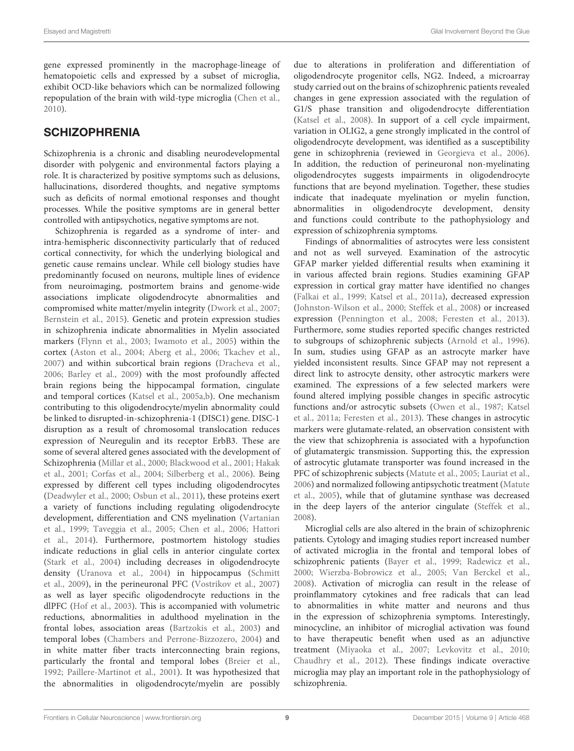gene expressed prominently in the macrophage-lineage of hematopoietic cells and expressed by a subset of microglia, exhibit OCD-like behaviors which can be normalized following repopulation of the brain with wild-type microglia (Chen et al., 2010).

## SCHIZOPHRENIA

Schizophrenia is a chronic and disabling neurodevelopmental disorder with polygenic and environmental factors playing a role. It is characterized by positive symptoms such as delusions, hallucinations, disordered thoughts, and negative symptoms such as deficits of normal emotional responses and thought processes. While the positive symptoms are in general better controlled with antipsychotics, negative symptoms are not.

Schizophrenia is regarded as a syndrome of inter- and intra-hemispheric disconnectivity particularly that of reduced cortical connectivity, for which the underlying biological and genetic cause remains unclear. While cell biology studies have predominantly focused on neurons, multiple lines of evidence from neuroimaging, postmortem brains and genome-wide associations implicate oligodendrocyte abnormalities and compromised white matter/myelin integrity (Dwork et al., 2007; Bernstein et al., 2015). Genetic and protein expression studies in schizophrenia indicate abnormalities in Myelin associated markers (Flynn et al., 2003; Iwamoto et al., 2005) within the cortex (Aston et al., 2004; Aberg et al., 2006; Tkachev et al., 2007) and within subcortical brain regions (Dracheva et al., 2006; Barley et al., 2009) with the most profoundly affected brain regions being the hippocampal formation, cingulate and temporal cortices (Katsel et al., 2005a,b). One mechanism contributing to this oligodendrocyte/myelin abnormality could be linked to disrupted-in-schizophrenia-1 (DISC1) gene. DISC-1 disruption as a result of chromosomal translocation reduces expression of Neuregulin and its receptor ErbB3. These are some of several altered genes associated with the development of Schizophrenia (Millar et al., 2000; Blackwood et al., 2001; Hakak et al., 2001; Corfas et al., 2004; Silberberg et al., 2006). Being expressed by different cell types including oligodendrocytes (Deadwyler et al., 2000; Osbun et al., 2011), these proteins exert a variety of functions including regulating oligodendrocyte development, differentiation and CNS myelination (Vartanian et al., 1999; Taveggia et al., 2005; Chen et al., 2006; Hattori et al., 2014). Furthermore, postmortem histology studies indicate reductions in glial cells in anterior cingulate cortex (Stark et al., 2004) including decreases in oligodendrocyte density (Uranova et al., 2004) in hippocampus (Schmitt et al., 2009), in the perineuronal PFC (Vostrikov et al., 2007) as well as layer specific oligodendrocyte reductions in the dlPFC (Hof et al., 2003). This is accompanied with volumetric reductions, abnormalities in adulthood myelination in the frontal lobes, association areas (Bartzokis et al., 2003) and temporal lobes (Chambers and Perrone-Bizzozero, 2004) and in white matter fiber tracts interconnecting brain regions, particularly the frontal and temporal lobes (Breier et al., 1992; Paillere-Martinot et al., 2001). It was hypothesized that the abnormalities in oligodendrocyte/myelin are possibly due to alterations in proliferation and differentiation of oligodendrocyte progenitor cells, NG2. Indeed, a microarray study carried out on the brains of schizophrenic patients revealed changes in gene expression associated with the regulation of G1/S phase transition and oligodendrocyte differentiation (Katsel et al., 2008). In support of a cell cycle impairment, variation in OLIG2, a gene strongly implicated in the control of oligodendrocyte development, was identified as a susceptibility gene in schizophrenia (reviewed in Georgieva et al., 2006). In addition, the reduction of perineuronal non-myelinating oligodendrocytes suggests impairments in oligodendrocyte functions that are beyond myelination. Together, these studies indicate that inadequate myelination or myelin function, abnormalities in oligodendrocyte development, density and functions could contribute to the pathophysiology and expression of schizophrenia symptoms.

Findings of abnormalities of astrocytes were less consistent and not as well surveyed. Examination of the astrocytic GFAP marker yielded differential results when examining it in various affected brain regions. Studies examining GFAP expression in cortical gray matter have identified no changes (Falkai et al., 1999; Katsel et al., 2011a), decreased expression (Johnston-Wilson et al., 2000; Steffek et al., 2008) or increased expression (Pennington et al., 2008; Feresten et al., 2013). Furthermore, some studies reported specific changes restricted to subgroups of schizophrenic subjects (Arnold et al., 1996). In sum, studies using GFAP as an astrocyte marker have yielded inconsistent results. Since GFAP may not represent a direct link to astrocyte density, other astrocytic markers were examined. The expressions of a few selected markers were found altered implying possible changes in specific astrocytic functions and/or astrocytic subsets (Owen et al., 1987; Katsel et al., 2011a; Feresten et al., 2013). These changes in astrocytic markers were glutamate-related, an observation consistent with the view that schizophrenia is associated with a hypofunction of glutamatergic transmission. Supporting this, the expression of astrocytic glutamate transporter was found increased in the PFC of schizophrenic subjects (Matute et al., 2005; Lauriat et al., 2006) and normalized following antipsychotic treatment (Matute et al., 2005), while that of glutamine synthase was decreased in the deep layers of the anterior cingulate (Steffek et al., 2008).

Microglial cells are also altered in the brain of schizophrenic patients. Cytology and imaging studies report increased number of activated microglia in the frontal and temporal lobes of schizophrenic patients (Bayer et al., 1999; Radewicz et al., 2000; Wierzba-Bobrowicz et al., 2005; Van Berckel et al., 2008). Activation of microglia can result in the release of proinflammatory cytokines and free radicals that can lead to abnormalities in white matter and neurons and thus in the expression of schizophrenia symptoms. Interestingly, minocycline, an inhibitor of microglial activation was found to have therapeutic benefit when used as an adjunctive treatment (Miyaoka et al., 2007; Levkovitz et al., 2010; Chaudhry et al., 2012). These findings indicate overactive microglia may play an important role in the pathophysiology of schizophrenia.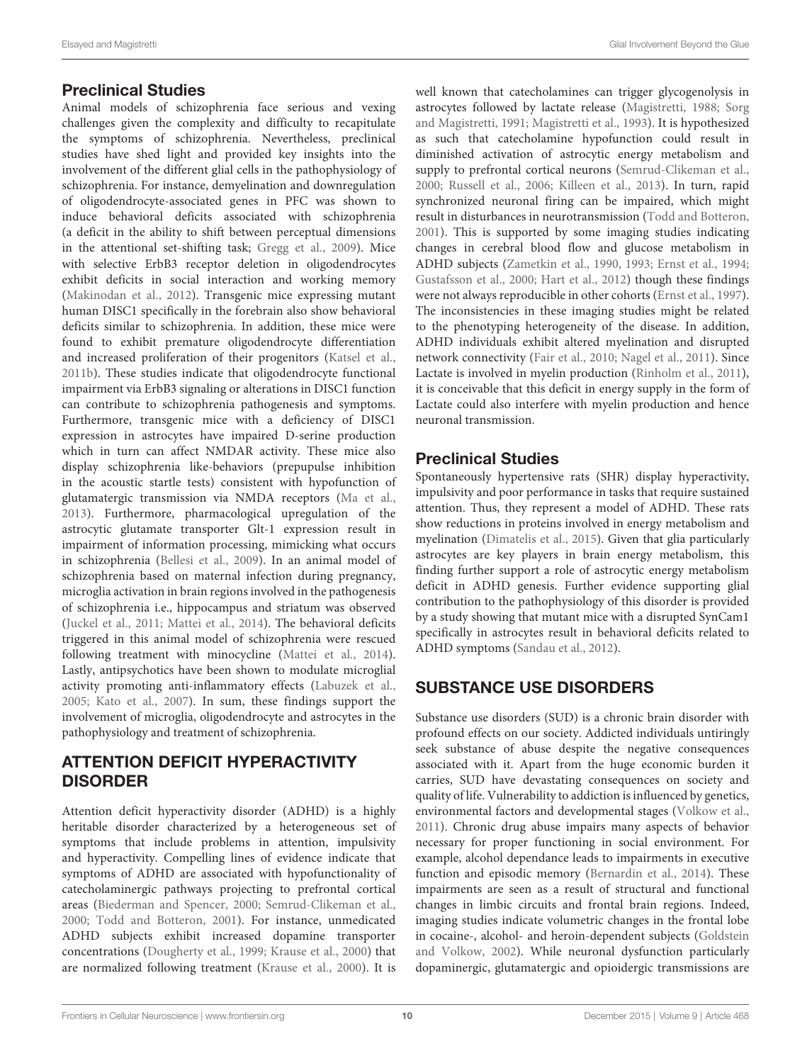## Preclinical Studies

Animal models of schizophrenia face serious and vexing challenges given the complexity and difficulty to recapitulate the symptoms of schizophrenia. Nevertheless, preclinical studies have shed light and provided key insights into the involvement of the different glial cells in the pathophysiology of schizophrenia. For instance, demyelination and downregulation of oligodendrocyte-associated genes in PFC was shown to induce behavioral deficits associated with schizophrenia (a deficit in the ability to shift between perceptual dimensions in the attentional set-shifting task; Gregg et al., 2009). Mice with selective ErbB3 receptor deletion in oligodendrocytes exhibit deficits in social interaction and working memory (Makinodan et al., 2012). Transgenic mice expressing mutant human DISC1 specifically in the forebrain also show behavioral deficits similar to schizophrenia. In addition, these mice were found to exhibit premature oligodendrocyte differentiation and increased proliferation of their progenitors (Katsel et al., 2011b). These studies indicate that oligodendrocyte functional impairment via ErbB3 signaling or alterations in DISC1 function can contribute to schizophrenia pathogenesis and symptoms. Furthermore, transgenic mice with a deficiency of DISC1 expression in astrocytes have impaired D-serine production which in turn can affect NMDAR activity. These mice also display schizophrenia like-behaviors (prepupulse inhibition in the acoustic startle tests) consistent with hypofunction of glutamatergic transmission via NMDA receptors (Ma et al., 2013). Furthermore, pharmacological upregulation of the astrocytic glutamate transporter Glt-1 expression result in impairment of information processing, mimicking what occurs in schizophrenia (Bellesi et al., 2009). In an animal model of schizophrenia based on maternal infection during pregnancy, microglia activation in brain regions involved in the pathogenesis of schizophrenia i.e., hippocampus and striatum was observed (Juckel et al., 2011; Mattei et al., 2014). The behavioral deficits triggered in this animal model of schizophrenia were rescued following treatment with minocycline (Mattei et al., 2014). Lastly, antipsychotics have been shown to modulate microglial activity promoting anti-inflammatory effects (Labuzek et al., 2005; Kato et al., 2007). In sum, these findings support the involvement of microglia, oligodendrocyte and astrocytes in the pathophysiology and treatment of schizophrenia.

# ATTENTION DEFICIT HYPERACTIVITY DISORDER

Attention deficit hyperactivity disorder (ADHD) is a highly heritable disorder characterized by a heterogeneous set of symptoms that include problems in attention, impulsivity and hyperactivity. Compelling lines of evidence indicate that symptoms of ADHD are associated with hypofunctionality of catecholaminergic pathways projecting to prefrontal cortical areas (Biederman and Spencer, 2000; Semrud-Clikeman et al., 2000; Todd and Botteron, 2001). For instance, unmedicated ADHD subjects exhibit increased dopamine transporter concentrations (Dougherty et al., 1999; Krause et al., 2000) that are normalized following treatment (Krause et al., 2000). It is well known that catecholamines can trigger glycogenolysis in astrocytes followed by lactate release (Magistretti, 1988; Sorg and Magistretti, 1991; Magistretti et al., 1993). It is hypothesized as such that catecholamine hypofunction could result in diminished activation of astrocytic energy metabolism and supply to prefrontal cortical neurons (Semrud-Clikeman et al., 2000; Russell et al., 2006; Killeen et al., 2013). In turn, rapid synchronized neuronal firing can be impaired, which might result in disturbances in neurotransmission (Todd and Botteron, 2001). This is supported by some imaging studies indicating changes in cerebral blood flow and glucose metabolism in ADHD subjects (Zametkin et al., 1990, 1993; Ernst et al., 1994; Gustafsson et al., 2000; Hart et al., 2012) though these findings were not always reproducible in other cohorts (Ernst et al., 1997). The inconsistencies in these imaging studies might be related to the phenotyping heterogeneity of the disease. In addition, ADHD individuals exhibit altered myelination and disrupted network connectivity (Fair et al., 2010; Nagel et al., 2011). Since Lactate is involved in myelin production (Rinholm et al., 2011), it is conceivable that this deficit in energy supply in the form of Lactate could also interfere with myelin production and hence neuronal transmission.

## Preclinical Studies

Spontaneously hypertensive rats (SHR) display hyperactivity, impulsivity and poor performance in tasks that require sustained attention. Thus, they represent a model of ADHD. These rats show reductions in proteins involved in energy metabolism and myelination (Dimatelis et al., 2015). Given that glia particularly astrocytes are key players in brain energy metabolism, this finding further support a role of astrocytic energy metabolism deficit in ADHD genesis. Further evidence supporting glial contribution to the pathophysiology of this disorder is provided by a study showing that mutant mice with a disrupted SynCam1 specifically in astrocytes result in behavioral deficits related to ADHD symptoms (Sandau et al., 2012).

# SUBSTANCE USE DISORDERS

Substance use disorders (SUD) is a chronic brain disorder with profound effects on our society. Addicted individuals untiringly seek substance of abuse despite the negative consequences associated with it. Apart from the huge economic burden it carries, SUD have devastating consequences on society and quality of life. Vulnerability to addiction is influenced by genetics, environmental factors and developmental stages (Volkow et al., 2011). Chronic drug abuse impairs many aspects of behavior necessary for proper functioning in social environment. For example, alcohol dependance leads to impairments in executive function and episodic memory (Bernardin et al., 2014). These impairments are seen as a result of structural and functional changes in limbic circuits and frontal brain regions. Indeed, imaging studies indicate volumetric changes in the frontal lobe in cocaine-, alcohol- and heroin-dependent subjects (Goldstein and Volkow, 2002). While neuronal dysfunction particularly dopaminergic, glutamatergic and opioidergic transmissions are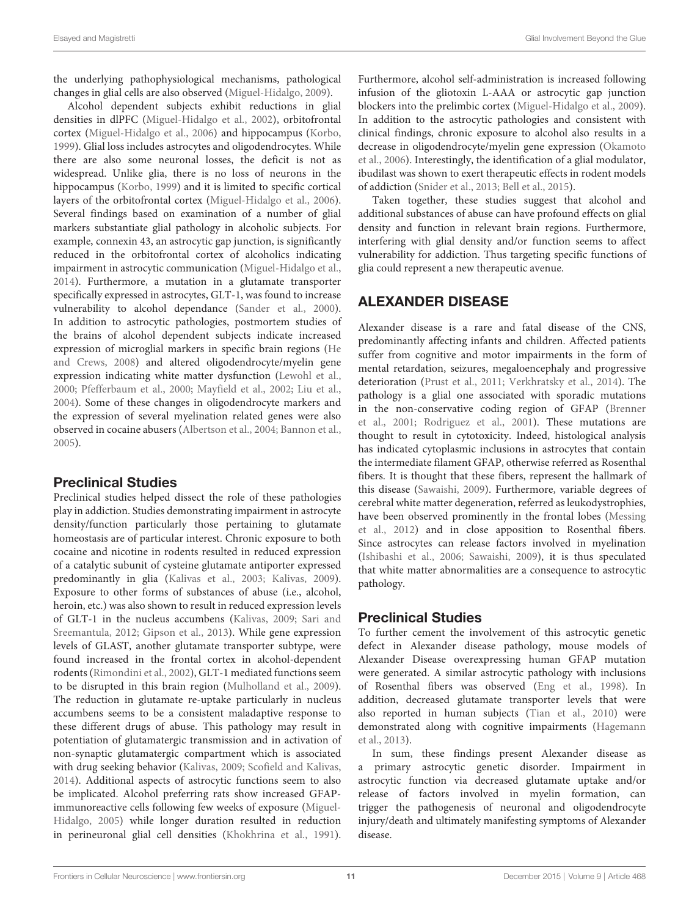the underlying pathophysiological mechanisms, pathological changes in glial cells are also observed (Miguel-Hidalgo, 2009).

Alcohol dependent subjects exhibit reductions in glial densities in dlPFC (Miguel-Hidalgo et al., 2002), orbitofrontal cortex (Miguel-Hidalgo et al., 2006) and hippocampus (Korbo, 1999). Glial loss includes astrocytes and oligodendrocytes. While there are also some neuronal losses, the deficit is not as widespread. Unlike glia, there is no loss of neurons in the hippocampus (Korbo, 1999) and it is limited to specific cortical layers of the orbitofrontal cortex (Miguel-Hidalgo et al., 2006). Several findings based on examination of a number of glial markers substantiate glial pathology in alcoholic subjects. For example, connexin 43, an astrocytic gap junction, is significantly reduced in the orbitofrontal cortex of alcoholics indicating impairment in astrocytic communication (Miguel-Hidalgo et al., 2014). Furthermore, a mutation in a glutamate transporter specifically expressed in astrocytes, GLT-1, was found to increase vulnerability to alcohol dependance (Sander et al., 2000). In addition to astrocytic pathologies, postmortem studies of the brains of alcohol dependent subjects indicate increased expression of microglial markers in specific brain regions (He and Crews, 2008) and altered oligodendrocyte/myelin gene expression indicating white matter dysfunction (Lewohl et al., 2000; Pfefferbaum et al., 2000; Mayfield et al., 2002; Liu et al., 2004). Some of these changes in oligodendrocyte markers and the expression of several myelination related genes were also observed in cocaine abusers (Albertson et al., 2004; Bannon et al., 2005).

### Preclinical Studies

Preclinical studies helped dissect the role of these pathologies play in addiction. Studies demonstrating impairment in astrocyte density/function particularly those pertaining to glutamate homeostasis are of particular interest. Chronic exposure to both cocaine and nicotine in rodents resulted in reduced expression of a catalytic subunit of cysteine glutamate antiporter expressed predominantly in glia (Kalivas et al., 2003; Kalivas, 2009). Exposure to other forms of substances of abuse (i.e., alcohol, heroin, etc.) was also shown to result in reduced expression levels of GLT-1 in the nucleus accumbens (Kalivas, 2009; Sari and Sreemantula, 2012; Gipson et al., 2013). While gene expression levels of GLAST, another glutamate transporter subtype, were found increased in the frontal cortex in alcohol-dependent rodents (Rimondini et al., 2002), GLT-1 mediated functions seem to be disrupted in this brain region (Mulholland et al., 2009). The reduction in glutamate re-uptake particularly in nucleus accumbens seems to be a consistent maladaptive response to these different drugs of abuse. This pathology may result in potentiation of glutamatergic transmission and in activation of non-synaptic glutamatergic compartment which is associated with drug seeking behavior (Kalivas, 2009; Scofield and Kalivas, 2014). Additional aspects of astrocytic functions seem to also be implicated. Alcohol preferring rats show increased GFAP-immunoreactive cells following few weeks of exposure (Miguel-Hidalgo, 2005) while longer duration resulted in reduction in perineuronal glial cell densities (Khokhrina et al., 1991). Furthermore, alcohol self-administration is increased following infusion of the gliotoxin L-AAA or astrocytic gap junction blockers into the prelimbic cortex (Miguel-Hidalgo et al., 2009). In addition to the astrocytic pathologies and consistent with clinical findings, chronic exposure to alcohol also results in a decrease in oligodendrocyte/myelin gene expression (Okamoto et al., 2006). Interestingly, the identification of a glial modulator, ibudilast was shown to exert therapeutic effects in rodent models of addiction (Snider et al., 2013; Bell et al., 2015).

Taken together, these studies suggest that alcohol and additional substances of abuse can have profound effects on glial density and function in relevant brain regions. Furthermore, interfering with glial density and/or function seems to affect vulnerability for addiction. Thus targeting specific functions of glia could represent a new therapeutic avenue.

## ALEXANDER DISEASE

Alexander disease is a rare and fatal disease of the CNS, predominantly affecting infants and children. Affected patients suffer from cognitive and motor impairments in the form of mental retardation, seizures, megaloencephaly and progressive deterioration (Prust et al., 2011; Verkhratsky et al., 2014). The pathology is a glial one associated with sporadic mutations in the non-conservative coding region of GFAP (Brenner et al., 2001; Rodriguez et al., 2001). These mutations are thought to result in cytotoxicity. Indeed, histological analysis has indicated cytoplasmic inclusions in astrocytes that contain the intermediate filament GFAP, otherwise referred as Rosenthal fibers. It is thought that these fibers, represent the hallmark of this disease (Sawaishi, 2009). Furthermore, variable degrees of cerebral white matter degeneration, referred as leukodystrophies, have been observed prominently in the frontal lobes (Messing et al., 2012) and in close apposition to Rosenthal fibers. Since astrocytes can release factors involved in myelination (Ishibashi et al., 2006; Sawaishi, 2009), it is thus speculated that white matter abnormalities are a consequence to astrocytic pathology.

### Preclinical Studies

To further cement the involvement of this astrocytic genetic defect in Alexander disease pathology, mouse models of Alexander Disease overexpressing human GFAP mutation were generated. A similar astrocytic pathology with inclusions of Rosenthal fibers was observed (Eng et al., 1998). In addition, decreased glutamate transporter levels that were also reported in human subjects (Tian et al., 2010) were demonstrated along with cognitive impairments (Hagemann et al., 2013).

In sum, these findings present Alexander disease as a primary astrocytic genetic disorder. Impairment in astrocytic function via decreased glutamate uptake and/or release of factors involved in myelin formation, can trigger the pathogenesis of neuronal and oligodendrocyte injury/death and ultimately manifesting symptoms of Alexander disease.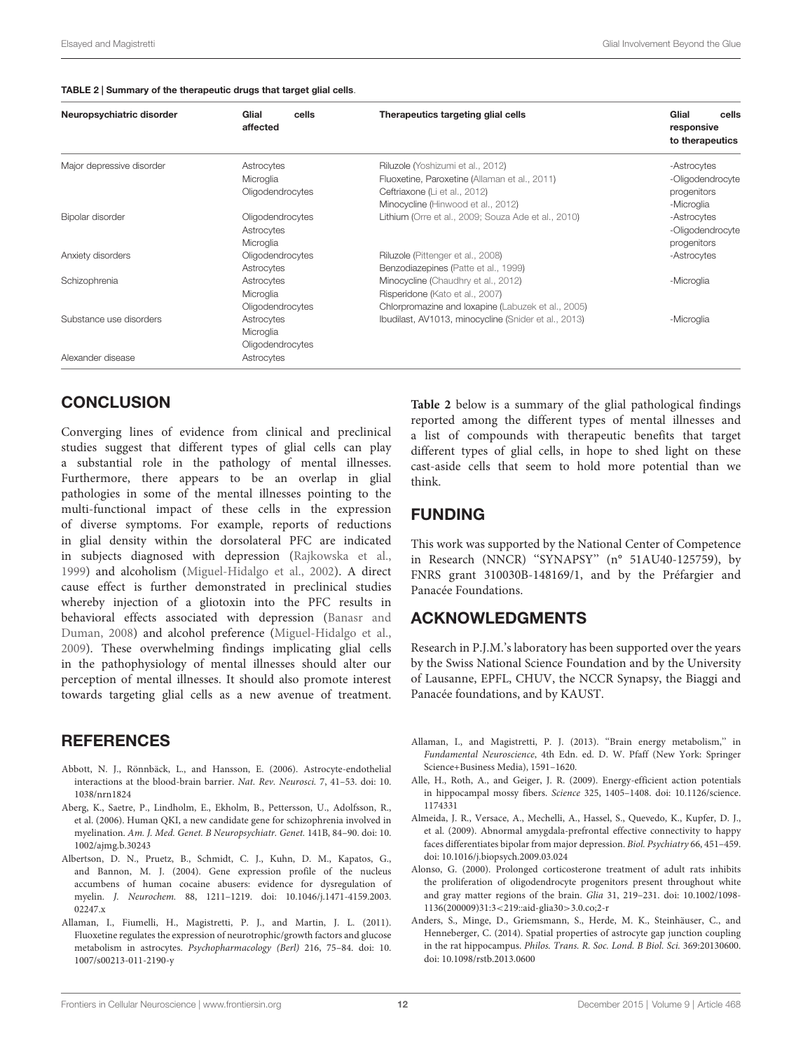**TABLE 2 | Summary of the therapeutic drugs that target glial cells.**

| Neuropsychiatric disorder | Glial cells affected | Therapeutics targeting glial cells | Glial cells responsive to therapeutics |
|---|---|---|---|
| Major depressive disorder | Astrocytes<br>Microglia<br>Oligodendrocytes | Riluzole (Yoshizumi et al., 2012)<br>Fluoxetine, Paroxetine (Allaman et al., 2011)<br>Ceftriaxone (Li et al., 2012)<br>Minocycline (Hinwood et al., 2012) | -Astrocytes<br>-Oligodendrocyte progenitors<br>-Microglia |
| Bipolar disorder | Oligodendrocytes<br>Astrocytes<br>Microglia | Lithium (Orre et al., 2009; Souza Ade et al., 2010) | -Astrocytes<br>-Oligodendrocyte progenitors |
| Anxiety disorders | Oligodendrocytes<br>Astrocytes | Riluzole (Pittenger et al., 2008)<br>Benzodiazepines (Patte et al., 1999) | -Astrocytes |
| Schizophrenia | Astrocytes<br>Microglia<br>Oligodendrocytes | Minocycline (Chaudhry et al., 2012)<br>Risperidone (Kato et al., 2007)<br>Chlorpromazine and loxapine (Labuzek et al., 2005) | -Microglia |
| Substance use disorders | Astrocytes<br>Microglia<br>Oligodendrocytes | Ibudilast, AV1013, minocycline (Snider et al., 2013) | -Microglia |
| Alexander disease | Astrocytes | | |

## CONCLUSION

Converging lines of evidence from clinical and preclinical studies suggest that different types of glial cells can play a substantial role in the pathology of mental illnesses. Furthermore, there appears to be an overlap in glial pathologies in some of the mental illnesses pointing to the multi-functional impact of these cells in the expression of diverse symptoms. For example, reports of reductions in glial density within the dorsolateral PFC are indicated in subjects diagnosed with depression (Rajkowska et al., 1999) and alcoholism (Miguel-Hidalgo et al., 2002). A direct cause effect is further demonstrated in preclinical studies whereby injection of a gliotoxin into the PFC results in behavioral effects associated with depression (Banasr and Duman, 2008) and alcohol preference (Miguel-Hidalgo et al., 2009). These overwhelming findings implicating glial cells in the pathophysiology of mental illnesses should alter our perception of mental illnesses. It should also promote interest towards targeting glial cells as a new avenue of treatment. **Table 2** below is a summary of the glial pathological findings reported among the different types of mental illnesses and a list of compounds with therapeutic benefits that target different types of glial cells, in hope to shed light on these cast-aside cells that seem to hold more potential than we think.

## FUNDING

This work was supported by the National Center of Competence in Research (NNCR) "SYNAPSY" (n° 51AU40-125759), by FNRS grant 310030B-148169/1, and by the Préfargier and Panacée Foundations.

## ACKNOWLEDGMENTS

Research in P.J.M.'s laboratory has been supported over the years by the Swiss National Science Foundation and by the University of Lausanne, EPFL, CHUV, the NCCR Synapsy, the Biaggi and Panacée foundations, and by KAUST.

## REFERENCES

Abbott, N. J., Rönnbäck, L., and Hansson, E. (2006). Astrocyte-endothelial interactions at the blood-brain barrier. *Nat. Rev. Neurosci.* 7, 41–53. doi: 10.1038/nrn1824

Aberg, K., Saetre, P., Lindholm, E., Ekholm, B., Pettersson, U., Adolfsson, R., et al. (2006). Human QKI, a new candidate gene for schizophrenia involved in myelination. *Am. J. Med. Genet. B Neuropsychiatr. Genet.* 141B, 84–90. doi: 10.1002/ajmg.b.30243

Albertson, D. N., Pruetz, B., Schmidt, C. J., Kuhn, D. M., Kapatos, G., and Bannon, M. J. (2004). Gene expression profile of the nucleus accumbens of human cocaine abusers: evidence for dysregulation of myelin. *J. Neurochem.* 88, 1211–1219. doi: 10.1046/j.1471-4159.2003.02247.x

Allaman, I., Fiumelli, H., Magistretti, P. J., and Martin, J. L. (2011). Fluoxetine regulates the expression of neurotrophic/growth factors and glucose metabolism in astrocytes. *Psychopharmacology (Berl)* 216, 75–84. doi: 10.1007/s00213-011-2190-y

Allaman, I., and Magistretti, P. J. (2013). "Brain energy metabolism," in *Fundamental Neuroscience*, 4th Edn. ed. D. W. Pfaff (New York: Springer Science+Business Media), 1591–1620.

Alle, H., Roth, A., and Geiger, J. R. (2009). Energy-efficient action potentials in hippocampal mossy fibers. *Science* 325, 1405–1408. doi: 10.1126/science.1174331

Almeida, J. R., Versace, A., Mechelli, A., Hassel, S., Quevedo, K., Kupfer, D. J., et al. (2009). Abnormal amygdala-prefrontal effective connectivity to happy faces differentiates bipolar from major depression. *Biol. Psychiatry* 66, 451–459. doi: 10.1016/j.biopsych.2009.03.024

Alonso, G. (2000). Prolonged corticosterone treatment of adult rats inhibits the proliferation of oligodendrocyte progenitors present throughout white and gray matter regions of the brain. *Glia* 31, 219–231. doi: 10.1002/1098-1136(200009)31:3<219::aid-glia30>3.0.co;2-r

Anders, S., Minge, D., Griemsmann, S., Herde, M. K., Steinhäuser, C., and Henneberger, C. (2014). Spatial properties of astrocyte gap junction coupling in the rat hippocampus. *Philos. Trans. R. Soc. Lond. B Biol. Sci.* 369:20130600. doi: 10.1098/rstb.2013.0600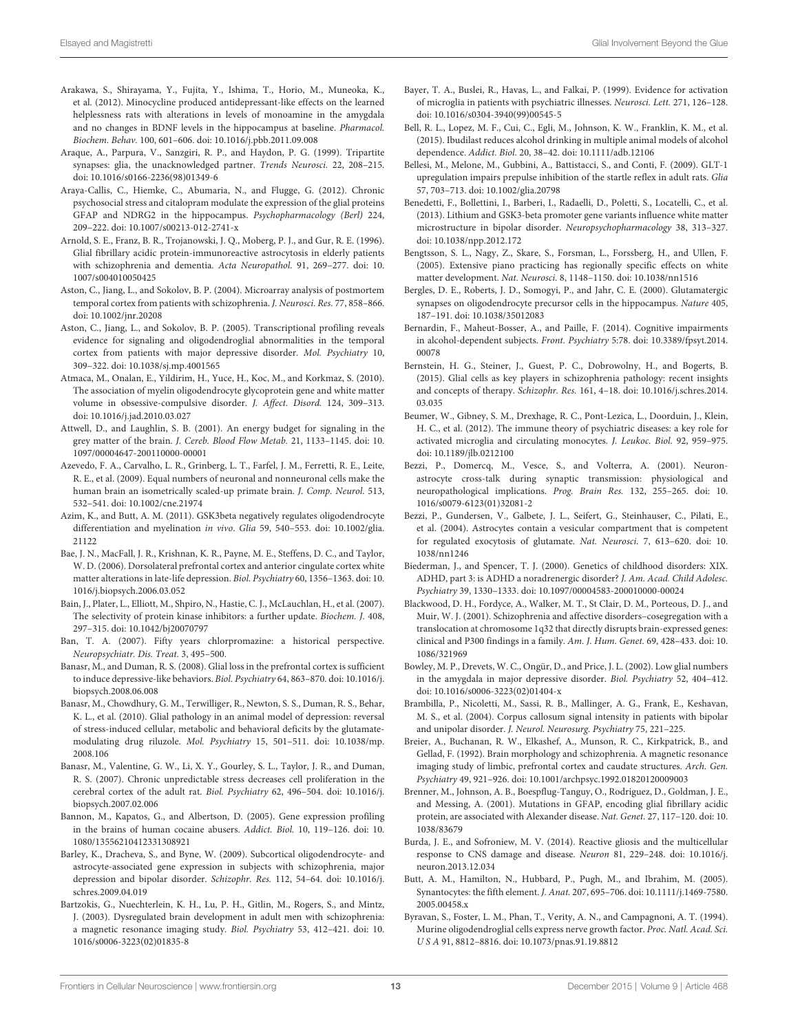Arakawa, S., Shirayama, Y., Fujita, Y., Ishima, T., Horio, M., Muneoka, K., et al. (2012). Minocycline produced antidepressant-like effects on the learned helplessness rats with alterations in levels of monoamine in the amygdala and no changes in BDNF levels in the hippocampus at baseline. *Pharmacol. Biochem. Behav.* 100, 601–606. doi: 10.1016/j.pbb.2011.09.008

Araque, A., Parpura, V., Sanzgiri, R. P., and Haydon, P. G. (1999). Tripartite synapses: glia, the unacknowledged partner. *Trends Neurosci.* 22, 208–215. doi: 10.1016/s0166-2236(98)01349-6

Araya-Callis, C., Hiemke, C., Abumaria, N., and Flugge, G. (2012). Chronic psychosocial stress and citalopram modulate the expression of the glial proteins GFAP and NDRG2 in the hippocampus. *Psychopharmacology (Berl)* 224, 209–222. doi: 10.1007/s00213-012-2741-x

Arnold, S. E., Franz, B. R., Trojanowski, J. Q., Moberg, P. J., and Gur, R. E. (1996). Glial fibrillary acidic protein-immunoreactive astrocytosis in elderly patients with schizophrenia and dementia. *Acta Neuropathol.* 91, 269–277. doi: 10.1007/s004010050425

Aston, C., Jiang, L., and Sokolov, B. P. (2004). Microarray analysis of postmortem temporal cortex from patients with schizophrenia. *J. Neurosci. Res.* 77, 858–866. doi: 10.1002/jnr.20208

Aston, C., Jiang, L., and Sokolov, B. P. (2005). Transcriptional profiling reveals evidence for signaling and oligodendroglial abnormalities in the temporal cortex from patients with major depressive disorder. *Mol. Psychiatry* 10, 309–322. doi: 10.1038/sj.mp.4001565

Atmaca, M., Onalan, E., Yildirim, H., Yuce, H., Koc, M., and Korkmaz, S. (2010). The association of myelin oligodendrocyte glycoprotein gene and white matter volume in obsessive-compulsive disorder. *J. Affect. Disord.* 124, 309–313. doi: 10.1016/j.jad.2010.03.027

Attwell, D., and Laughlin, S. B. (2001). An energy budget for signaling in the grey matter of the brain. *J. Cereb. Blood Flow Metab.* 21, 1133–1145. doi: 10.1097/00004647-200110000-00001

Azevedo, F. A., Carvalho, L. R., Grinberg, L. T., Farfel, J. M., Ferretti, R. E., Leite, R. E., et al. (2009). Equal numbers of neuronal and nonneuronal cells make the human brain an isometrically scaled-up primate brain. *J. Comp. Neurol.* 513, 532–541. doi: 10.1002/cne.21974

Azim, K., and Butt, A. M. (2011). GSK3beta negatively regulates oligodendrocyte differentiation and myelination *in vivo*. *Glia* 59, 540–553. doi: 10.1002/glia.21122

Bae, J. N., MacFall, J. R., Krishnan, K. R., Payne, M. E., Steffens, D. C., and Taylor, W. D. (2006). Dorsolateral prefrontal cortex and anterior cingulate cortex white matter alterations in late-life depression. *Biol. Psychiatry* 60, 1356–1363. doi: 10.1016/j.biopsych.2006.03.052

Bain, J., Plater, L., Elliott, M., Shpiro, N., Hastie, C. J., McLauchlan, H., et al. (2007). The selectivity of protein kinase inhibitors: a further update. *Biochem. J.* 408, 297–315. doi: 10.1042/bj20070797

Ban, T. A. (2007). Fifty years chlorpromazine: a historical perspective. *Neuropsychiatr. Dis. Treat.* 3, 495–500.

Banasr, M., and Duman, R. S. (2008). Glial loss in the prefrontal cortex is sufficient to induce depressive-like behaviors. *Biol. Psychiatry* 64, 863–870. doi: 10.1016/j.biopsych.2008.06.008

Banasr, M., Chowdhury, G. M., Terwilliger, R., Newton, S. S., Duman, R. S., Behar, K. L., et al. (2010). Glial pathology in an animal model of depression: reversal of stress-induced cellular, metabolic and behavioral deficits by the glutamate-modulating drug riluzole. *Mol. Psychiatry* 15, 501–511. doi: 10.1038/mp.2008.106

Banasr, M., Valentine, G. W., Li, X. Y., Gourley, S. L., Taylor, J. R., and Duman, R. S. (2007). Chronic unpredictable stress decreases cell proliferation in the cerebral cortex of the adult rat. *Biol. Psychiatry* 62, 496–504. doi: 10.1016/j.biopsych.2007.02.006

Bannon, M., Kapatos, G., and Albertson, D. (2005). Gene expression profiling in the brains of human cocaine abusers. *Addict. Biol.* 10, 119–126. doi: 10.1080/13556210412331308921

Barley, K., Dracheva, S., and Byne, W. (2009). Subcortical oligodendrocyte- and astrocyte-associated gene expression in subjects with schizophrenia, major depression and bipolar disorder. *Schizophr. Res.* 112, 54–64. doi: 10.1016/j.schres.2009.04.019

Bartzokis, G., Nuechterlein, K. H., Lu, P. H., Gitlin, M., Rogers, S., and Mintz, J. (2003). Dysregulated brain development in adult men with schizophrenia: a magnetic resonance imaging study. *Biol. Psychiatry* 53, 412–421. doi: 10.1016/s0006-3223(02)01835-8

Bayer, T. A., Buslei, R., Havas, L., and Falkai, P. (1999). Evidence for activation of microglia in patients with psychiatric illnesses. *Neurosci. Lett.* 271, 126–128. doi: 10.1016/s0304-3940(99)00545-5

Bell, R. L., Lopez, M. F., Cui, C., Egli, M., Johnson, K. W., Franklin, K. M., et al. (2015). Ibudilast reduces alcohol drinking in multiple animal models of alcohol dependence. *Addict. Biol.* 20, 38–42. doi: 10.1111/adb.12106

Bellesi, M., Melone, M., Gubbini, A., Battistacci, S., and Conti, F. (2009). GLT-1 upregulation impairs prepulse inhibition of the startle reflex in adult rats. *Glia* 57, 703–713. doi: 10.1002/glia.20798

Benedetti, F., Bollettini, I., Barberi, I., Radaelli, D., Poletti, S., Locatelli, C., et al. (2013). Lithium and GSK3-beta promoter gene variants influence white matter microstructure in bipolar disorder. *Neuropsychopharmacology* 38, 313–327. doi: 10.1038/npp.2012.172

Bengtsson, S. L., Nagy, Z., Skare, S., Forsman, L., Forssberg, H., and Ullen, F. (2005). Extensive piano practicing has regionally specific effects on white matter development. *Nat. Neurosci.* 8, 1148–1150. doi: 10.1038/nn1516

Bergles, D. E., Roberts, J. D., Somogyi, P., and Jahr, C. E. (2000). Glutamatergic synapses on oligodendrocyte precursor cells in the hippocampus. *Nature* 405, 187–191. doi: 10.1038/35012083

Bernardin, F., Maheut-Bosser, A., and Paille, F. (2014). Cognitive impairments in alcohol-dependent subjects. *Front. Psychiatry* 5:78. doi: 10.3389/fpsyt.2014.00078

Bernstein, H. G., Steiner, J., Guest, P. C., Dobrowolny, H., and Bogerts, B. (2015). Glial cells as key players in schizophrenia pathology: recent insights and concepts of therapy. *Schizophr. Res.* 161, 4–18. doi: 10.1016/j.schres.2014.03.035

Beumer, W., Gibney, S. M., Drexhage, R. C., Pont-Lezica, L., Doorduin, J., Klein, H. C., et al. (2012). The immune theory of psychiatric diseases: a key role for activated microglia and circulating monocytes. *J. Leukoc. Biol.* 92, 959–975. doi: 10.1189/jlb.0212100

Bezzi, P., Domercq, M., Vesce, S., and Volterra, A. (2001). Neuron-astrocyte cross-talk during synaptic transmission: physiological and neuropathological implications. *Prog. Brain Res.* 132, 255–265. doi: 10.1016/s0079-6123(01)32081-2

Bezzi, P., Gundersen, V., Galbete, J. L., Seifert, G., Steinhauser, C., Pilati, E., et al. (2004). Astrocytes contain a vesicular compartment that is competent for regulated exocytosis of glutamate. *Nat. Neurosci.* 7, 613–620. doi: 10.1038/nn1246

Biederman, J., and Spencer, T. J. (2000). Genetics of childhood disorders: XIX. ADHD, part 3: is ADHD a noradrenergic disorder? *J. Am. Acad. Child Adolesc. Psychiatry* 39, 1330–1333. doi: 10.1097/00004583-200010000-00024

Blackwood, D. H., Fordyce, A., Walker, M. T., St Clair, D. M., Porteous, D. J., and Muir, W. J. (2001). Schizophrenia and affective disorders–cosegregation with a translocation at chromosome 1q32 that directly disrupts brain-expressed genes: clinical and P300 findings in a family. *Am. J. Hum. Genet.* 69, 428–433. doi: 10.1086/321969

Bowley, M. P., Drevets, W. C., Ongür, D., and Price, J. L. (2002). Low glial numbers in the amygdala in major depressive disorder. *Biol. Psychiatry* 52, 404–412. doi: 10.1016/s0006-3223(02)01404-x

Brambilla, P., Nicoletti, M., Sassi, R. B., Mallinger, A. G., Frank, E., Keshavan, M. S., et al. (2004). Corpus callosum signal intensity in patients with bipolar and unipolar disorder. *J. Neurol. Neurosurg. Psychiatry* 75, 221–225.

Breier, A., Buchanan, R. W., Elkashef, A., Munson, R. C., Kirkpatrick, B., and Gellad, F. (1992). Brain morphology and schizophrenia. A magnetic resonance imaging study of limbic, prefrontal cortex and caudate structures. *Arch. Gen. Psychiatry* 49, 921–926. doi: 10.1001/archpsyc.1992.01820120009003

Brenner, M., Johnson, A. B., Boespflug-Tanguy, O., Rodriguez, D., Goldman, J. E., and Messing, A. (2001). Mutations in GFAP, encoding glial fibrillary acidic protein, are associated with Alexander disease. *Nat. Genet.* 27, 117–120. doi: 10.1038/83679

Burda, J. E., and Sofroniew, M. V. (2014). Reactive gliosis and the multicellular response to CNS damage and disease. *Neuron* 81, 229–248. doi: 10.1016/j.neuron.2013.12.034

Butt, A. M., Hamilton, N., Hubbard, P., Pugh, M., and Ibrahim, M. (2005). Synantocytes: the fifth element. *J. Anat.* 207, 695–706. doi: 10.1111/j.1469-7580.2005.00458.x

Byravan, S., Foster, L. M., Phan, T., Verity, A. N., and Campagnoni, A. T. (1994). Murine oligodendroglial cells express nerve growth factor. *Proc. Natl. Acad. Sci. U S A* 91, 8812–8816. doi: 10.1073/pnas.91.19.8812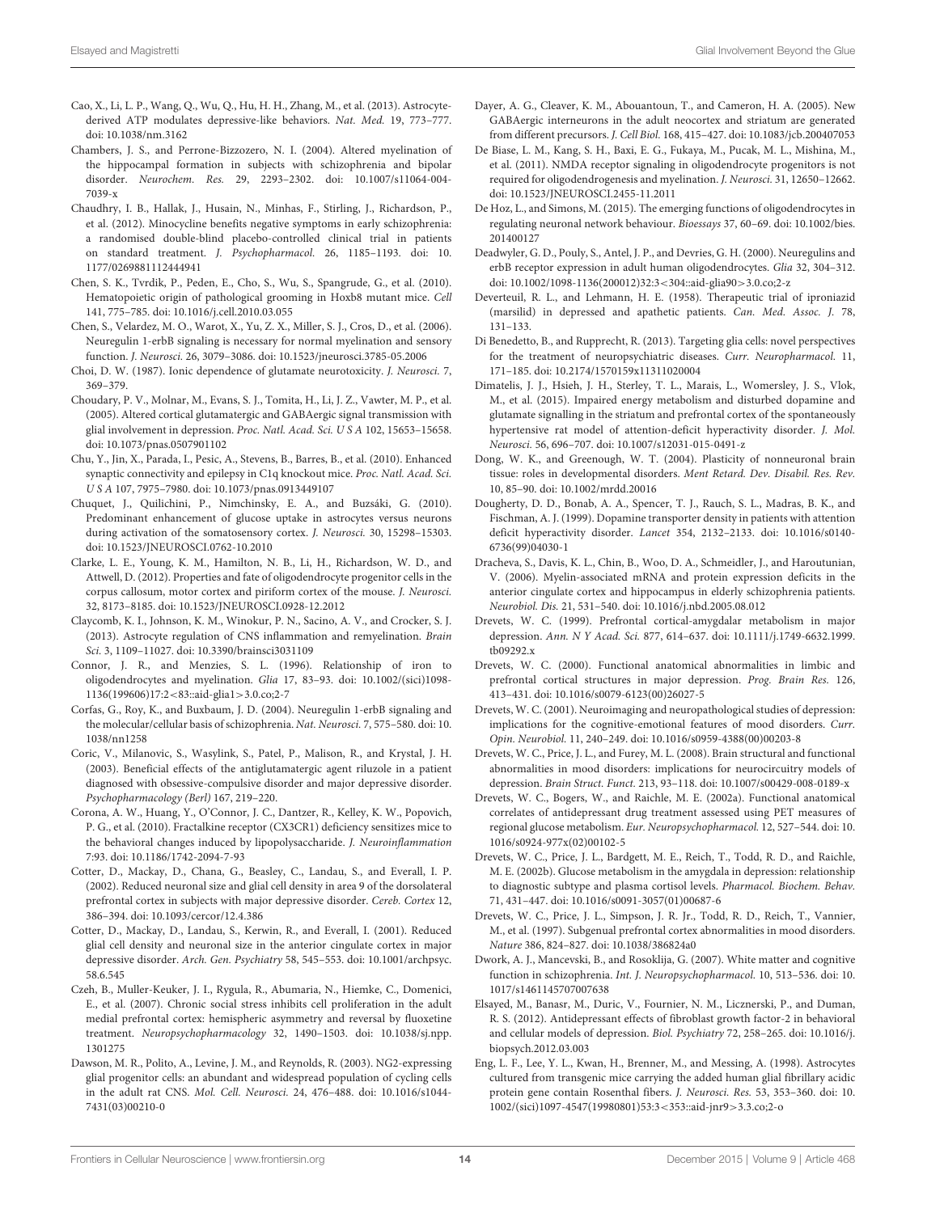Cao, X., Li, L. P., Wang, Q., Wu, Q., Hu, H. H., Zhang, M., et al. (2013). Astrocyte-derived ATP modulates depressive-like behaviors. *Nat. Med.* 19, 773–777. doi: 10.1038/nm.3162

Chambers, J. S., and Perrone-Bizzozero, N. I. (2004). Altered myelination of the hippocampal formation in subjects with schizophrenia and bipolar disorder. *Neurochem. Res.* 29, 2293–2302. doi: 10.1007/s11064-004-7039-x

Chaudhry, I. B., Hallak, J., Husain, N., Minhas, F., Stirling, J., Richardson, P., et al. (2012). Minocycline benefits negative symptoms in early schizophrenia: a randomised double-blind placebo-controlled clinical trial in patients on standard treatment. *J. Psychopharmacol.* 26, 1185–1193. doi: 10.1177/0269881112444941

Chen, S. K., Tvrdik, P., Peden, E., Cho, S., Wu, S., Spangrude, G., et al. (2010). Hematopoietic origin of pathological grooming in Hoxb8 mutant mice. *Cell* 141, 775–785. doi: 10.1016/j.cell.2010.03.055

Chen, S., Velardez, M. O., Warot, X., Yu, Z. X., Miller, S. J., Cros, D., et al. (2006). Neuregulin 1-erbB signaling is necessary for normal myelination and sensory function. *J. Neurosci.* 26, 3079–3086. doi: 10.1523/jneurosci.3785-05.2006

Choi, D. W. (1987). Ionic dependence of glutamate neurotoxicity. *J. Neurosci.* 7, 369–379.

Choudary, P. V., Molnar, M., Evans, S. J., Tomita, H., Li, J. Z., Vawter, M. P., et al. (2005). Altered cortical glutamatergic and GABAergic signal transmission with glial involvement in depression. *Proc. Natl. Acad. Sci. U S A* 102, 15653–15658. doi: 10.1073/pnas.0507901102

Chu, Y., Jin, X., Parada, I., Pesic, A., Stevens, B., Barres, B., et al. (2010). Enhanced synaptic connectivity and epilepsy in C1q knockout mice. *Proc. Natl. Acad. Sci. U S A* 107, 7975–7980. doi: 10.1073/pnas.0913449107

Chuquet, J., Quilichini, P., Nimchinsky, E. A., and Buzsáki, G. (2010). Predominant enhancement of glucose uptake in astrocytes versus neurons during activation of the somatosensory cortex. *J. Neurosci.* 30, 15298–15303. doi: 10.1523/JNEUROSCI.0762-10.2010

Clarke, L. E., Young, K. M., Hamilton, N. B., Li, H., Richardson, W. D., and Attwell, D. (2012). Properties and fate of oligodendrocyte progenitor cells in the corpus callosum, motor cortex and piriform cortex of the mouse. *J. Neurosci.* 32, 8173–8185. doi: 10.1523/JNEUROSCI.0928-12.2012

Claycomb, K. I., Johnson, K. M., Winokur, P. N., Sacino, A. V., and Crocker, S. J. (2013). Astrocyte regulation of CNS inflammation and remyelination. *Brain Sci.* 3, 1109–11027. doi: 10.3390/brainsci3031109

Connor, J. R., and Menzies, S. L. (1996). Relationship of iron to oligodendrocytes and myelination. *Glia* 17, 83–93. doi: 10.1002/(sici)1098-1136(199606)17:2<83::aid-glia1>3.0.co;2-7

Corfas, G., Roy, K., and Buxbaum, J. D. (2004). Neuregulin 1-erbB signaling and the molecular/cellular basis of schizophrenia. *Nat. Neurosci.* 7, 575–580. doi: 10.1038/nn1258

Coric, V., Milanovic, S., Wasylink, S., Patel, P., Malison, R., and Krystal, J. H. (2003). Beneficial effects of the antiglutamatergic agent riluzole in a patient diagnosed with obsessive-compulsive disorder and major depressive disorder. *Psychopharmacology (Berl)* 167, 219–220.

Corona, A. W., Huang, Y., O'Connor, J. C., Dantzer, R., Kelley, K. W., Popovich, P. G., et al. (2010). Fractalkine receptor (CX3CR1) deficiency sensitizes mice to the behavioral changes induced by lipopolysaccharide. *J. Neuroinflammation* 7:93. doi: 10.1186/1742-2094-7-93

Cotter, D., Mackay, D., Chana, G., Beasley, C., Landau, S., and Everall, I. P. (2002). Reduced neuronal size and glial cell density in area 9 of the dorsolateral prefrontal cortex in subjects with major depressive disorder. *Cereb. Cortex* 12, 386–394. doi: 10.1093/cercor/12.4.386

Cotter, D., Mackay, D., Landau, S., Kerwin, R., and Everall, I. (2001). Reduced glial cell density and neuronal size in the anterior cingulate cortex in major depressive disorder. *Arch. Gen. Psychiatry* 58, 545–553. doi: 10.1001/archpsyc.58.6.545

Czeh, B., Muller-Keuker, J. I., Rygula, R., Abumaria, N., Hiemke, C., Domenici, E., et al. (2007). Chronic social stress inhibits cell proliferation in the adult medial prefrontal cortex: hemispheric asymmetry and reversal by fluoxetine treatment. *Neuropsychopharmacology* 32, 1490–1503. doi: 10.1038/sj.npp.1301275

Dawson, M. R., Polito, A., Levine, J. M., and Reynolds, R. (2003). NG2-expressing glial progenitor cells: an abundant and widespread population of cycling cells in the adult rat CNS. *Mol. Cell. Neurosci.* 24, 476–488. doi: 10.1016/s1044-7431(03)00210-0

Dayer, A. G., Cleaver, K. M., Abouantoun, T., and Cameron, H. A. (2005). New GABAergic interneurons in the adult neocortex and striatum are generated from different precursors. *J. Cell Biol.* 168, 415–427. doi: 10.1083/jcb.200407053

De Biase, L. M., Kang, S. H., Baxi, E. G., Fukaya, M., Pucak, M. L., Mishina, M., et al. (2011). NMDA receptor signaling in oligodendrocyte progenitors is not required for oligodendrogenesis and myelination. *J. Neurosci.* 31, 12650–12662. doi: 10.1523/JNEUROSCI.2455-11.2011

De Hoz, L., and Simons, M. (2015). The emerging functions of oligodendrocytes in regulating neuronal network behaviour. *Bioessays* 37, 60–69. doi: 10.1002/bies.201400127

Deadwyler, G. D., Pouly, S., Antel, J. P., and Devries, G. H. (2000). Neuregulins and erbB receptor expression in adult human oligodendrocytes. *Glia* 32, 304–312. doi: 10.1002/1098-1136(200012)32:3<304::aid-glia90>3.0.co;2-z

Deverteuil, R. L., and Lehmann, H. E. (1958). Therapeutic trial of iproniazid (marsilid) in depressed and apathetic patients. *Can. Med. Assoc. J.* 78, 131–133.

Di Benedetto, B., and Rupprecht, R. (2013). Targeting glia cells: novel perspectives for the treatment of neuropsychiatric diseases. *Curr. Neuropharmacol.* 11, 171–185. doi: 10.2174/1570159x11311020004

Dimatelis, J. J., Hsieh, J. H., Sterley, T. L., Marais, L., Womersley, J. S., Vlok, M., et al. (2015). Impaired energy metabolism and disturbed dopamine and glutamate signalling in the striatum and prefrontal cortex of the spontaneously hypertensive rat model of attention-deficit hyperactivity disorder. *J. Mol. Neurosci.* 56, 696–707. doi: 10.1007/s12031-015-0491-z

Dong, W. K., and Greenough, W. T. (2004). Plasticity of nonneuronal brain tissue: roles in developmental disorders. *Ment Retard. Dev. Disabil. Res. Rev.* 10, 85–90. doi: 10.1002/mrdd.20016

Dougherty, D. D., Bonab, A. A., Spencer, T. J., Rauch, S. L., Madras, B. K., and Fischman, A. J. (1999). Dopamine transporter density in patients with attention deficit hyperactivity disorder. *Lancet* 354, 2132–2133. doi: 10.1016/s0140-6736(99)04030-1

Dracheva, S., Davis, K. L., Chin, B., Woo, D. A., Schmeidler, J., and Haroutunian, V. (2006). Myelin-associated mRNA and protein expression deficits in the anterior cingulate cortex and hippocampus in elderly schizophrenia patients. *Neurobiol. Dis.* 21, 531–540. doi: 10.1016/j.nbd.2005.08.012

Drevets, W. C. (1999). Prefrontal cortical-amygdalar metabolism in major depression. *Ann. N Y Acad. Sci.* 877, 614–637. doi: 10.1111/j.1749-6632.1999.tb09292.x

Drevets, W. C. (2000). Functional anatomical abnormalities in limbic and prefrontal cortical structures in major depression. *Prog. Brain Res.* 126, 413–431. doi: 10.1016/s0079-6123(00)26027-5

Drevets, W. C. (2001). Neuroimaging and neuropathological studies of depression: implications for the cognitive-emotional features of mood disorders. *Curr. Opin. Neurobiol.* 11, 240–249. doi: 10.1016/s0959-4388(00)00203-8

Drevets, W. C., Price, J. L., and Furey, M. L. (2008). Brain structural and functional abnormalities in mood disorders: implications for neurocircuitry models of depression. *Brain Struct. Funct.* 213, 93–118. doi: 10.1007/s00429-008-0189-x

Drevets, W. C., Bogers, W., and Raichle, M. E. (2002a). Functional anatomical correlates of antidepressant drug treatment assessed using PET measures of regional glucose metabolism. *Eur. Neuropsychopharmacol.* 12, 527–544. doi: 10.1016/s0924-977x(02)00102-5

Drevets, W. C., Price, J. L., Bardgett, M. E., Reich, T., Todd, R. D., and Raichle, M. E. (2002b). Glucose metabolism in the amygdala in depression: relationship to diagnostic subtype and plasma cortisol levels. *Pharmacol. Biochem. Behav.* 71, 431–447. doi: 10.1016/s0091-3057(01)00687-6

Drevets, W. C., Price, J. L., Simpson, J. R. Jr., Todd, R. D., Reich, T., Vannier, M., et al. (1997). Subgenual prefrontal cortex abnormalities in mood disorders. *Nature* 386, 824–827. doi: 10.1038/386824a0

Dwork, A. J., Mancevski, B., and Rosoklija, G. (2007). White matter and cognitive function in schizophrenia. *Int. J. Neuropsychopharmacol.* 10, 513–536. doi: 10.1017/s1461145707007638

Elsayed, M., Banasr, M., Duric, V., Fournier, N. M., Licznerski, P., and Duman, R. S. (2012). Antidepressant effects of fibroblast growth factor-2 in behavioral and cellular models of depression. *Biol. Psychiatry* 72, 258–265. doi: 10.1016/j.biopsych.2012.03.003

Eng, L. F., Lee, Y. L., Kwan, H., Brenner, M., and Messing, A. (1998). Astrocytes cultured from transgenic mice carrying the added human glial fibrillary acidic protein gene contain Rosenthal fibers. *J. Neurosci. Res.* 53, 353–360. doi: 10.1002/(sici)1097-4547(19980801)53:3<353::aid-jnr9>3.3.co;2-o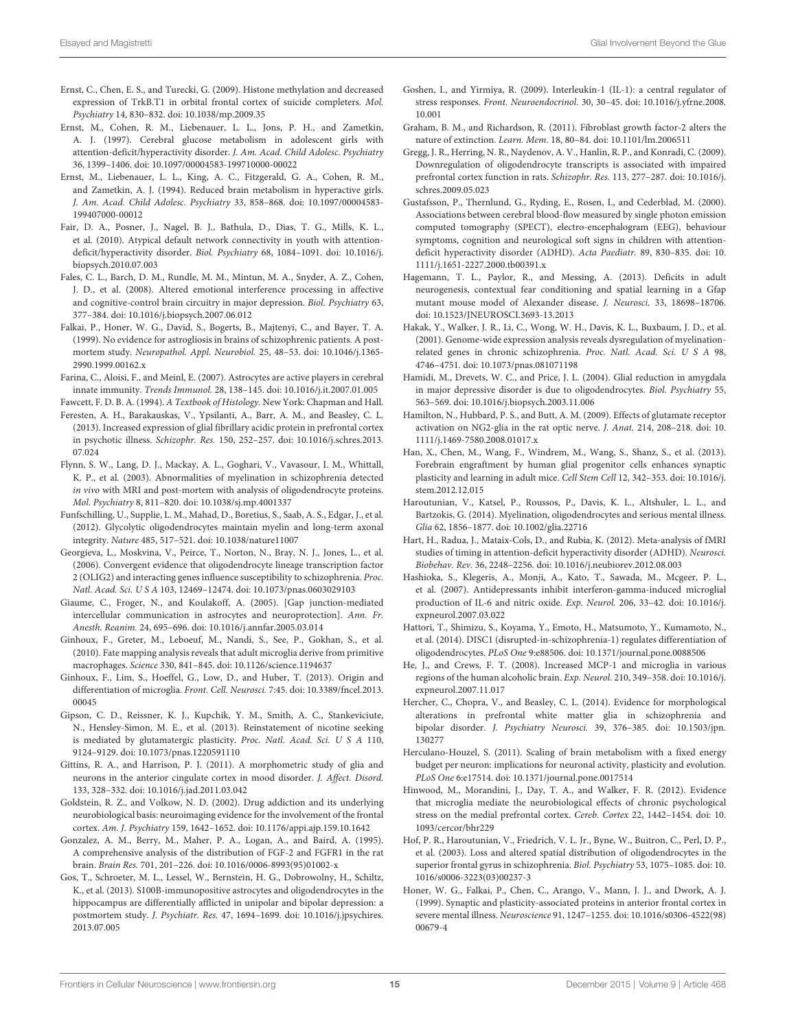Ernst, C., Chen, E. S., and Turecki, G. (2009). Histone methylation and decreased expression of TrkB.T1 in orbital frontal cortex of suicide completers. *Mol. Psychiatry* 14, 830–832. doi: 10.1038/mp.2009.35

Ernst, M., Cohen, R. M., Liebenauer, L. L., Jons, P. H., and Zametkin, A. J. (1997). Cerebral glucose metabolism in adolescent girls with attention-deficit/hyperactivity disorder. *J. Am. Acad. Child Adolesc. Psychiatry* 36, 1399–1406. doi: 10.1097/00004583-199710000-00022

Ernst, M., Liebenauer, L. L., King, A. C., Fitzgerald, G. A., Cohen, R. M., and Zametkin, A. J. (1994). Reduced brain metabolism in hyperactive girls. *J. Am. Acad. Child Adolesc. Psychiatry* 33, 858–868. doi: 10.1097/00004583-199407000-00012

Fair, D. A., Posner, J., Nagel, B. J., Bathula, D., Dias, T. G., Mills, K. L., et al. (2010). Atypical default network connectivity in youth with attention-deficit/hyperactivity disorder. *Biol. Psychiatry* 68, 1084–1091. doi: 10.1016/j.biopsych.2010.07.003

Fales, C. L., Barch, D. M., Rundle, M. M., Mintun, M. A., Snyder, A. Z., Cohen, J. D., et al. (2008). Altered emotional interference processing in affective and cognitive-control brain circuitry in major depression. *Biol. Psychiatry* 63, 377–384. doi: 10.1016/j.biopsych.2007.06.012

Falkai, P., Honer, W. G., David, S., Bogerts, B., Majtenyi, C., and Bayer, T. A. (1999). No evidence for astrogliosis in brains of schizophrenic patients. A post-mortem study. *Neuropathol. Appl. Neurobiol.* 25, 48–53. doi: 10.1046/j.1365-2990.1999.00162.x

Farina, C., Aloisi, F., and Meinl, E. (2007). Astrocytes are active players in cerebral innate immunity. *Trends Immunol.* 28, 138–145. doi: 10.1016/j.it.2007.01.005

Fawcett, F. D. B. A. (1994). *A Textbook of Histology.* New York: Chapman and Hall.

Feresten, A. H., Barakauskas, V., Ypsilanti, A., Barr, A. M., and Beasley, C. L. (2013). Increased expression of glial fibrillary acidic protein in prefrontal cortex in psychotic illness. *Schizophr. Res.* 150, 252–257. doi: 10.1016/j.schres.2013.07.024

Flynn, S. W., Lang, D. J., Mackay, A. L., Goghari, V., Vavasour, I. M., Whittall, K. P., et al. (2003). Abnormalities of myelination in schizophrenia detected *in vivo* with MRI and post-mortem with analysis of oligodendrocyte proteins. *Mol. Psychiatry* 8, 811–820. doi: 10.1038/sj.mp.4001337

Funfschilling, U., Supplie, L. M., Mahad, D., Boretius, S., Saab, A. S., Edgar, J., et al. (2012). Glycolytic oligodendrocytes maintain myelin and long-term axonal integrity. *Nature* 485, 517–521. doi: 10.1038/nature11007

Georgieva, L., Moskvina, V., Peirce, T., Norton, N., Bray, N. J., Jones, L., et al. (2006). Convergent evidence that oligodendrocyte lineage transcription factor 2 (OLIG2) and interacting genes influence susceptibility to schizophrenia. *Proc. Natl. Acad. Sci. U S A* 103, 12469–12474. doi: 10.1073/pnas.0603029103

Giaume, C., Froger, N., and Koulakoff, A. (2005). [Gap junction-mediated intercellular communication in astrocytes and neuroprotection]. *Ann. Fr. Anesth. Reanim.* 24, 695–696. doi: 10.1016/j.annfar.2005.03.014

Ginhoux, F., Greter, M., Leboeuf, M., Nandi, S., See, P., Gokhan, S., et al. (2010). Fate mapping analysis reveals that adult microglia derive from primitive macrophages. *Science* 330, 841–845. doi: 10.1126/science.1194637

Ginhoux, F., Lim, S., Hoeffel, G., Low, D., and Huber, T. (2013). Origin and differentiation of microglia. *Front. Cell. Neurosci.* 7:45. doi: 10.3389/fncel.2013.00045

Gipson, C. D., Reissner, K. J., Kupchik, Y. M., Smith, A. C., Stankeviciute, N., Hensley-Simon, M. E., et al. (2013). Reinstatement of nicotine seeking is mediated by glutamatergic plasticity. *Proc. Natl. Acad. Sci. U S A* 110, 9124–9129. doi: 10.1073/pnas.1220591110

Gittins, R. A., and Harrison, P. J. (2011). A morphometric study of glia and neurons in the anterior cingulate cortex in mood disorder. *J. Affect. Disord.* 133, 328–332. doi: 10.1016/j.jad.2011.03.042

Goldstein, R. Z., and Volkow, N. D. (2002). Drug addiction and its underlying neurobiological basis: neuroimaging evidence for the involvement of the frontal cortex. *Am. J. Psychiatry* 159, 1642–1652. doi: 10.1176/appi.ajp.159.10.1642

Gonzalez, A. M., Berry, M., Maher, P. A., Logan, A., and Baird, A. (1995). A comprehensive analysis of the distribution of FGF-2 and FGFR1 in the rat brain. *Brain Res.* 701, 201–226. doi: 10.1016/0006-8993(95)01002-x

Gos, T., Schroeter, M. L., Lessel, W., Bernstein, H. G., Dobrowolny, H., Schiltz, K., et al. (2013). S100B-immunopositive astrocytes and oligodendrocytes in the hippocampus are differentially afflicted in unipolar and bipolar depression: a postmortem study. *J. Psychiatr. Res.* 47, 1694–1699. doi: 10.1016/j.jpsychires.2013.07.005

Goshen, I., and Yirmiya, R. (2009). Interleukin-1 (IL-1): a central regulator of stress responses. *Front. Neuroendocrinol.* 30, 30–45. doi: 10.1016/j.yfrne.2008.10.001

Graham, B. M., and Richardson, R. (2011). Fibroblast growth factor-2 alters the nature of extinction. *Learn. Mem.* 18, 80–84. doi: 10.1101/lm.2006511

Gregg, J. R., Herring, N. R., Naydenov, A. V., Hanlin, R. P., and Konradi, C. (2009). Downregulation of oligodendrocyte transcripts is associated with impaired prefrontal cortex function in rats. *Schizophr. Res.* 113, 277–287. doi: 10.1016/j.schres.2009.05.023

Gustafsson, P., Thernlund, G., Ryding, E., Rosen, I., and Cederblad, M. (2000). Associations between cerebral blood-flow measured by single photon emission computed tomography (SPECT), electro-encephalogram (EEG), behaviour symptoms, cognition and neurological soft signs in children with attention-deficit hyperactivity disorder (ADHD). *Acta Paediatr.* 89, 830–835. doi: 10.1111/j.1651-2227.2000.tb00391.x

Hagemann, T. L., Paylor, R., and Messing, A. (2013). Deficits in adult neurogenesis, contextual fear conditioning and spatial learning in a Gfap mutant mouse model of Alexander disease. *J. Neurosci.* 33, 18698–18706. doi: 10.1523/JNEUROSCI.3693-13.2013

Hakak, Y., Walker, J. R., Li, C., Wong, W. H., Davis, K. L., Buxbaum, J. D., et al. (2001). Genome-wide expression analysis reveals dysregulation of myelination-related genes in chronic schizophrenia. *Proc. Natl. Acad. Sci. U S A* 98, 4746–4751. doi: 10.1073/pnas.081071198

Hamidi, M., Drevets, W. C., and Price, J. L. (2004). Glial reduction in amygdala in major depressive disorder is due to oligodendrocytes. *Biol. Psychiatry* 55, 563–569. doi: 10.1016/j.biopsych.2003.11.006

Hamilton, N., Hubbard, P. S., and Butt, A. M. (2009). Effects of glutamate receptor activation on NG2-glia in the rat optic nerve. *J. Anat.* 214, 208–218. doi: 10.1111/j.1469-7580.2008.01017.x

Han, X., Chen, M., Wang, F., Windrem, M., Wang, S., Shanz, S., et al. (2013). Forebrain engraftment by human glial progenitor cells enhances synaptic plasticity and learning in adult mice. *Cell Stem Cell* 12, 342–353. doi: 10.1016/j.stem.2012.12.015

Haroutunian, V., Katsel, P., Roussos, P., Davis, K. L., Altshuler, L. L., and Bartzokis, G. (2014). Myelination, oligodendrocytes and serious mental illness. *Glia* 62, 1856–1877. doi: 10.1002/glia.22716

Hart, H., Radua, J., Mataix-Cols, D., and Rubia, K. (2012). Meta-analysis of fMRI studies of timing in attention-deficit hyperactivity disorder (ADHD). *Neurosci. Biobehav. Rev.* 36, 2248–2256. doi: 10.1016/j.neubiorev.2012.08.003

Hashioka, S., Klegeris, A., Monji, A., Kato, T., Sawada, M., Mcgeer, P. L., et al. (2007). Antidepressants inhibit interferon-gamma-induced microglial production of IL-6 and nitric oxide. *Exp. Neurol.* 206, 33–42. doi: 10.1016/j.expneurol.2007.03.022

Hattori, T., Shimizu, S., Koyama, Y., Emoto, H., Matsumoto, Y., Kumamoto, N., et al. (2014). DISC1 (disrupted-in-schizophrenia-1) regulates differentiation of oligodendrocytes. *PLoS One* 9:e88506. doi: 10.1371/journal.pone.0088506

He, J., and Crews, F. T. (2008). Increased MCP-1 and microglia in various regions of the human alcoholic brain. *Exp. Neurol.* 210, 349–358. doi: 10.1016/j.expneurol.2007.11.017

Hercher, C., Chopra, V., and Beasley, C. L. (2014). Evidence for morphological alterations in prefrontal white matter glia in schizophrenia and bipolar disorder. *J. Psychiatry Neurosci.* 39, 376–385. doi: 10.1503/jpn.130277

Herculano-Houzel, S. (2011). Scaling of brain metabolism with a fixed energy budget per neuron: implications for neuronal activity, plasticity and evolution. *PLoS One* 6:e17514. doi: 10.1371/journal.pone.0017514

Hinwood, M., Morandini, J., Day, T. A., and Walker, F. R. (2012). Evidence that microglia mediate the neurobiological effects of chronic psychological stress on the medial prefrontal cortex. *Cereb. Cortex* 22, 1442–1454. doi: 10.1093/cercor/bhr229

Hof, P. R., Haroutunian, V., Friedrich, V. L. Jr., Byne, W., Buitron, C., Perl, D. P., et al. (2003). Loss and altered spatial distribution of oligodendrocytes in the superior frontal gyrus in schizophrenia. *Biol. Psychiatry* 53, 1075–1085. doi: 10.1016/s0006-3223(03)00237-3

Honer, W. G., Falkai, P., Chen, C., Arango, V., Mann, J. J., and Dwork, A. J. (1999). Synaptic and plasticity-associated proteins in anterior frontal cortex in severe mental illness. *Neuroscience* 91, 1247–1255. doi: 10.1016/s0306-4522(98)00679-4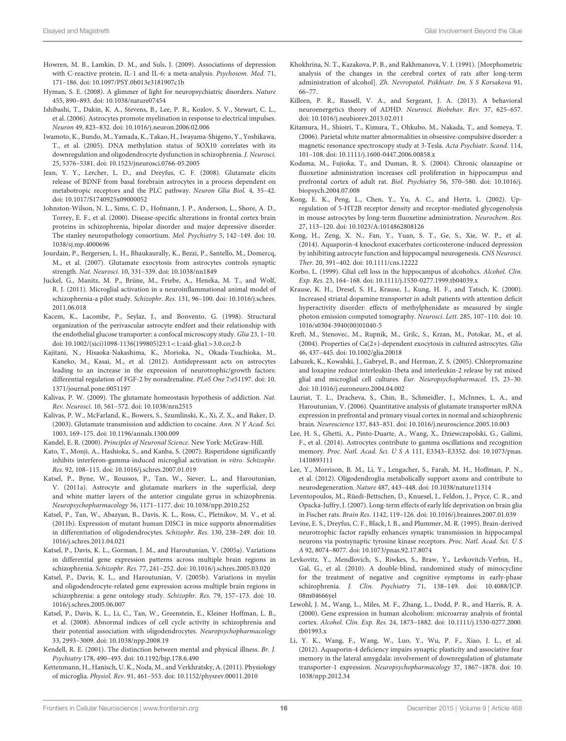Howren, M. B., Lamkin, D. M., and Suls, J. (2009). Associations of depression with C-reactive protein, IL-1 and IL-6: a meta-analysis. *Psychosom. Med.* 71, 171–186. doi: 10.1097/PSY.0b013e3181907c1b

Hyman, S. E. (2008). A glimmer of light for neuropsychiatric disorders. *Nature* 455, 890–893. doi: 10.1038/nature07454

Ishibashi, T., Dakin, K. A., Stevens, B., Lee, P. R., Kozlov, S. V., Stewart, C. L., et al. (2006). Astrocytes promote myelination in response to electrical impulses. *Neuron* 49, 823–832. doi: 10.1016/j.neuron.2006.02.006

Iwamoto, K., Bundo, M., Yamada, K., Takao, H., Iwayama-Shigeno, Y., Yoshikawa, T., et al. (2005). DNA methylation status of SOX10 correlates with its downregulation and oligodendrocyte dysfunction in schizophrenia. *J. Neurosci.* 25, 5376–5381. doi: 10.1523/jneurosci.0766-05.2005

Jean, Y. Y., Lercher, L. D., and Dreyfus, C. F. (2008). Glutamate elicits release of BDNF from basal forebrain astrocytes in a process dependent on metabotropic receptors and the PLC pathway. *Neuron Glia Biol.* 4, 35–42. doi: 10.1017/S1740925x09000052

Johnston-Wilson, N. L., Sims, C. D., Hofmann, J. P., Anderson, L., Shore, A. D., Torrey, E. F., et al. (2000). Disease-specific alterations in frontal cortex brain proteins in schizophrenia, bipolar disorder and major depressive disorder. The stanley neuropathology consortium. *Mol. Psychiatry* 5, 142–149. doi: 10.1038/sj.mp.4000696

Jourdain, P., Bergersen, L. H., Bhaukaurally, K., Bezzi, P., Santello, M., Domercq, M., et al. (2007). Glutamate exocytosis from astrocytes controls synaptic strength. *Nat. Neurosci.* 10, 331–339. doi: 10.1038/nn1849

Juckel, G., Manitz, M. P., Brüne, M., Friebe, A., Heneka, M. T., and Wolf, R. J. (2011). Microglial activation in a neuroinflammational animal model of schizophrenia-a pilot study. *Schizophr. Res.* 131, 96–100. doi: 10.1016/j.schres.2011.06.018

Kacem, K., Lacombe, P., Seylaz, J., and Bonvento, G. (1998). Structural organization of the perivascular astrocyte endfeet and their relationship with the endothelial glucose transporter: a confocal microscopy study. *Glia* 23, 1–10. doi: 10.1002/(sici)1098-1136(199805)23:1<1::aid-glia1>3.0.co;2-b

Kajitani, N., Hisaoka-Nakashima, K., Morioka, N., Okada-Tsuchioka, M., Kaneko, M., Kasai, M., et al. (2012). Antidepressant acts on astrocytes leading to an increase in the expression of neurotrophic/growth factors: differential regulation of FGF-2 by noradrenaline. *PLoS One* 7:e51197. doi: 10.1371/journal.pone.0051197

Kalivas, P. W. (2009). The glutamate homeostasis hypothesis of addiction. *Nat. Rev. Neurosci.* 10, 561–572. doi: 10.1038/nrn2515

Kalivas, P. W., McFarland, K., Bowers, S., Szumlinski, K., Xi, Z. X., and Baker, D. (2003). Glutamate transmission and addiction to cocaine. *Ann. N Y Acad. Sci.* 1003, 169–175. doi: 10.1196/annals.1300.009

Kandel, E. R. (2000). *Principles of Neuronal Science.* New York: McGraw-Hill.

Kato, T., Monji, A., Hashioka, S., and Kanba, S. (2007). Risperidone significantly inhibits interferon-gamma-induced microglial activation *in vitro*. *Schizophr. Res.* 92, 108–115. doi: 10.1016/j.schres.2007.01.019

Katsel, P., Byne, W., Roussos, P., Tan, W., Siever, L., and Haroutunian, V. (2011a). Astrocyte and glutamate markers in the superficial, deep and white matter layers of the anterior cingulate gyrus in schizophrenia. *Neuropsychopharmacology* 36, 1171–1177. doi: 10.1038/npp.2010.252

Katsel, P., Tan, W., Abazyan, B., Davis, K. L., Ross, C., Pletnikov, M. V., et al. (2011b). Expression of mutant human DISC1 in mice supports abnormalities in differentiation of oligodendrocytes. *Schizophr. Res.* 130, 238–249. doi: 10.1016/j.schres.2011.04.021

Katsel, P., Davis, K. L., Gorman, J. M., and Haroutunian, V. (2005a). Variations in differential gene expression patterns across multiple brain regions in schizophrenia. *Schizophr. Res.* 77, 241–252. doi: 10.1016/j.schres.2005.03.020

Katsel, P., Davis, K. L., and Haroutunian, V. (2005b). Variations in myelin and oligodendrocyte-related gene expression across multiple brain regions in schizophrenia: a gene ontology study. *Schizophr. Res.* 79, 157–173. doi: 10.1016/j.schres.2005.06.007

Katsel, P., Davis, K. L., Li, C., Tan, W., Greenstein, E., Kleiner Hoffman, L. B., et al. (2008). Abnormal indices of cell cycle activity in schizophrenia and their potential association with oligodendrocytes. *Neuropsychopharmacology* 33, 2993–3009. doi: 10.1038/npp.2008.19

Kendell, R. E. (2001). The distinction between mental and physical illness. *Br. J. Psychiatry* 178, 490–493. doi: 10.1192/bjp.178.6.490

Kettenmann, H., Hanisch, U. K., Noda, M., and Verkhratsky, A. (2011). Physiology of microglia. *Physiol. Rev.* 91, 461–553. doi: 10.1152/physrev.00011.2010

Khokhrina, N. T., Kazakova, P. B., and Rakhmanova, V. I. (1991). [Morphometric analysis of the changes in the cerebral cortex of rats after long-term administration of alcohol]. *Zh. Nevropatol. Psikhiatr. Im. S S Korsakova* 91, 66–77.

Killeen, P. R., Russell, V. A., and Sergeant, J. A. (2013). A behavioral neuroenergetics theory of ADHD. *Neurosci. Biobehav. Rev.* 37, 625–657. doi: 10.1016/j.neubiorev.2013.02.011

Kitamura, H., Shioiri, T., Kimura, T., Ohkubo, M., Nakada, T., and Someya, T. (2006). Parietal white matter abnormalities in obsessive-compulsive disorder: a magnetic resonance spectroscopy study at 3-Tesla. *Acta Psychiatr. Scand.* 114, 101–108. doi: 10.1111/j.1600-0447.2006.00858.x

Kodama, M., Fujioka, T., and Duman, R. S. (2004). Chronic olanzapine or fluoxetine administration increases cell proliferation in hippocampus and prefrontal cortex of adult rat. *Biol. Psychiatry* 56, 570–580. doi: 10.1016/j.biopsych.2004.07.008

Kong, E. K., Peng, L., Chen, Y., Yu, A. C., and Hertz, L. (2002). Up-regulation of 5-HT2B receptor density and receptor-mediated glycogenolysis in mouse astrocytes by long-term fluoxetine administration. *Neurochem. Res.* 27, 113–120. doi: 10.1023/A:1014862808126

Kong, H., Zeng, X. N., Fan, Y., Yuan, S. T., Ge, S., Xie, W. P., et al. (2014). Aquaporin-4 knockout exacerbates corticosterone-induced depression by inhibiting astrocyte function and hippocampal neurogenesis. *CNS Neurosci. Ther.* 20, 391–402. doi: 10.1111/cns.12222

Korbo, L. (1999). Glial cell loss in the hippocampus of alcoholics. *Alcohol. Clin. Exp. Res.* 23, 164–168. doi: 10.1111/j.1530-0277.1999.tb04039.x

Krause, K. H., Dresel, S. H., Krause, J., Kung, H. F., and Tatsch, K. (2000). Increased striatal dopamine transporter in adult patients with attention deficit hyperactivity disorder: effects of methylphenidate as measured by single photon emission computed tomography. *Neurosci. Lett.* 285, 107–110. doi: 10.1016/s0304-3940(00)01040-5

Kreft, M., Stenovec, M., Rupnik, M., Grilc, S., Krzan, M., Potokar, M., et al. (2004). Properties of Ca(2+)-dependent exocytosis in cultured astrocytes. *Glia* 46, 437–445. doi: 10.1002/glia.20018

Labuzek, K., Kowalski, J., Gabryel, B., and Herman, Z. S. (2005). Chlorpromazine and loxapine reduce interleukin-1beta and interleukin-2 release by rat mixed glial and microglial cell cultures. *Eur. Neuropsychopharmacol.* 15, 23–30. doi: 10.1016/j.euroneuro.2004.04.002

Lauriat, T. L., Dracheva, S., Chin, B., Schmeidler, J., McInnes, L. A., and Haroutunian, V. (2006). Quantitative analysis of glutamate transporter mRNA expression in prefrontal and primary visual cortex in normal and schizophrenic brain. *Neuroscience* 137, 843–851. doi: 10.1016/j.neuroscience.2005.10.003

Lee, H. S., Ghetti, A., Pinto-Duarte, A., Wang, X., Dziewczapolski, G., Galimi, F., et al. (2014). Astrocytes contribute to gamma oscillations and recognition memory. *Proc. Natl. Acad. Sci. U S A* 111, E3343–E3352. doi: 10.1073/pnas.1410893111

Lee, Y., Morrison, B. M., Li, Y., Lengacher, S., Farah, M. H., Hoffman, P. N., et al. (2012). Oligodendroglia metabolically support axons and contribute to neurodegeneration. *Nature* 487, 443–448. doi: 10.1038/nature11314

Leventopoulos, M., Rüedi-Bettschen, D., Knuesel, I., Feldon, J., Pryce, C. R., and Opacka-Juffry, J. (2007). Long-term effects of early life deprivation on brain glia in Fischer rats. *Brain Res.* 1142, 119–126. doi: 10.1016/j.brainres.2007.01.039

Levine, E. S., Dreyfus, C. F., Black, I. B., and Plummer, M. R. (1995). Brain-derived neurotrophic factor rapidly enhances synaptic transmission in hippocampal neurons via postsynaptic tyrosine kinase receptors. *Proc. Natl. Acad. Sci. U S A* 92, 8074–8077. doi: 10.1073/pnas.92.17.8074

Levkovitz, Y., Mendlovich, S., Riwkes, S., Braw, Y., Levkovitch-Verbin, H., Gal, G., et al. (2010). A double-blind, randomized study of minocycline for the treatment of negative and cognitive symptoms in early-phase schizophrenia. *J. Clin. Psychiatry* 71, 138–149. doi: 10.4088/JCP.08m04666yel

Lewohl, J. M., Wang, L., Miles, M. F., Zhang, L., Dodd, P. R., and Harris, R. A. (2000). Gene expression in human alcoholism: microarray analysis of frontal cortex. *Alcohol. Clin. Exp. Res.* 24, 1873–1882. doi: 10.1111/j.1530-0277.2000.tb01993.x

Li, Y. K., Wang, F., Wang, W., Luo, Y., Wu, P. F., Xiao, J. L., et al. (2012). Aquaporin-4 deficiency impairs synaptic plasticity and associative fear memory in the lateral amygdala: involvement of downregulation of glutamate transporter-1 expression. *Neuropsychopharmacology* 37, 1867–1878. doi: 10.1038/npp.2012.34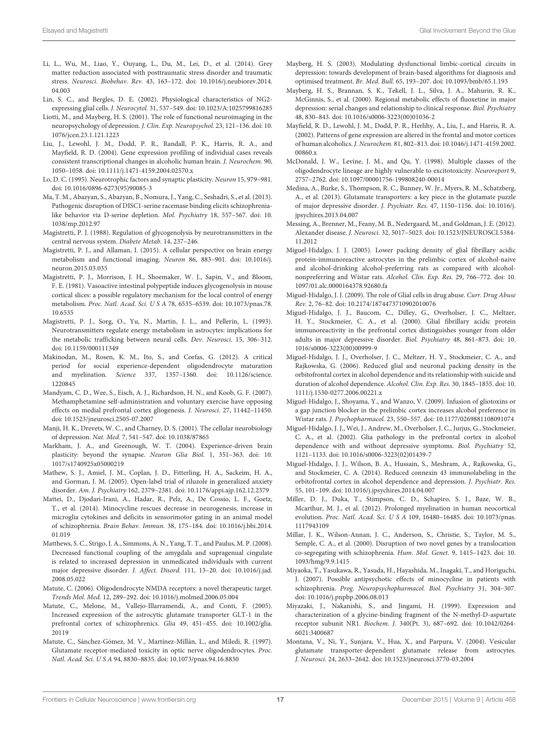Li, L., Wu, M., Liao, Y., Ouyang, L., Du, M., Lei, D., et al. (2014). Grey matter reduction associated with posttraumatic stress disorder and traumatic stress. *Neurosci. Biobehav. Rev.* 43, 163–172. doi: 10.1016/j.neubiorev.2014.04.003

Lin, S. C., and Bergles, D. E. (2002). Physiological characteristics of NG2-expressing glial cells. *J. Neurocytol.* 31, 537–549. doi: 10.1023/A:1025799816285

Liotti, M., and Mayberg, H. S. (2001). The role of functional neuroimaging in the neuropsychology of depression. *J. Clin. Exp. Neuropsychol.* 23, 121–136. doi: 10.1076/jcen.23.1.121.1223

Liu, J., Lewohl, J. M., Dodd, P. R., Randall, P. K., Harris, R. A., and Mayfield, R. D. (2004). Gene expression profiling of individual cases reveals consistent transcriptional changes in alcoholic human brain. *J. Neurochem.* 90, 1050–1058. doi: 10.1111/j.1471-4159.2004.02570.x

Lo, D. C. (1995). Neurotrophic factors and synaptic plasticity. *Neuron* 15, 979–981. doi: 10.1016/0896-6273(95)90085-3

Ma, T. M., Abazyan, S., Abazyan, B., Nomura, J., Yang, C., Seshadri, S., et al. (2013). Pathogenic disruption of DISC1-serine racemase binding elicits schizophrenia-like behavior via D-serine depletion. *Mol. Psychiatry* 18, 557–567. doi: 10.1038/mp.2012.97

Magistretti, P. J. (1988). Regulation of glycogenolysis by neurotransmitters in the central nervous system. *Diabete Metab.* 14, 237–246.

Magistretti, P. J., and Allaman, I. (2015). A cellular perspective on brain energy metabolism and functional imaging. *Neuron* 86, 883–901. doi: 10.1016/j.neuron.2015.03.035

Magistretti, P. J., Morrison, J. H., Shoemaker, W. J., Sapin, V., and Bloom, F. E. (1981). Vasoactive intestinal polypeptide induces glycogenolysis in mouse cortical slices: a possible regulatory mechanism for the local control of energy metabolism. *Proc. Natl. Acad. Sci. U S A* 78, 6535–6539. doi: 10.1073/pnas.78.10.6535

Magistretti, P. J., Sorg, O., Yu, N., Martin, J. L., and Pellerin, L. (1993). Neurotransmitters regulate energy metabolism in astrocytes: implications for the metabolic trafficking between neural cells. *Dev. Neurosci.* 15, 306–312. doi: 10.1159/000111349

Makinodan, M., Rosen, K. M., Ito, S., and Corfas, G. (2012). A critical period for social experience-dependent oligodendrocyte maturation and myelination. *Science* 337, 1357–1360. doi: 10.1126/science.1220845

Mandyam, C. D., Wee, S., Eisch, A. J., Richardson, H. N., and Koob, G. F. (2007). Methamphetamine self-administration and voluntary exercise have opposing effects on medial prefrontal cortex gliogenesis. *J. Neurosci.* 27, 11442–11450. doi: 10.1523/jneurosci.2505-07.2007

Manji, H. K., Drevets, W. C., and Charney, D. S. (2001). The cellular neurobiology of depression. *Nat. Med.* 7, 541–547. doi: 10.1038/87865

Markham, J. A., and Greenough, W. T. (2004). Experience-driven brain plasticity: beyond the synapse. *Neuron Glia Biol.* 1, 351–363. doi: 10.1017/s1740925x05000219

Mathew, S. J., Amiel, J. M., Coplan, J. D., Fitterling, H. A., Sackeim, H. A., and Gorman, J. M. (2005). Open-label trial of riluzole in generalized anxiety disorder. *Am. J. Psychiatry* 162, 2379–2381. doi: 10.1176/appi.ajp.162.12.2379

Mattei, D., Djodari-Irani, A., Hadar, R., Pelz, A., De Cossio, L. F., Goetz, T., et al. (2014). Minocycline rescues decrease in neurogenesis, increase in microglia cytokines and deficits in sensorimotor gating in an animal model of schizophrenia. *Brain Behav. Immun.* 38, 175–184. doi: 10.1016/j.bbi.2014.01.019

Matthews, S. C., Strigo, I. A., Simmons, A. N., Yang, T. T., and Paulus, M. P. (2008). Decreased functional coupling of the amygdala and supragenual cingulate is related to increased depression in unmedicated individuals with current major depressive disorder. *J. Affect. Disord.* 111, 13–20. doi: 10.1016/j.jad.2008.05.022

Matute, C. (2006). Oligodendrocyte NMDA receptors: a novel therapeutic target. *Trends Mol. Med.* 12, 289–292. doi: 10.1016/j.molmed.2006.05.004

Matute, C., Melone, M., Vallejo-Illarramendi, A., and Conti, F. (2005). Increased expression of the astrocytic glutamate transporter GLT-1 in the prefrontal cortex of schizophrenics. *Glia* 49, 451–455. doi: 10.1002/glia.20119

Matute, C., Sánchez-Gómez, M. V., Martínez-Millán, L., and Miledi, R. (1997). Glutamate receptor-mediated toxicity in optic nerve oligodendrocytes. *Proc. Natl. Acad. Sci. U S A* 94, 8830–8835. doi: 10.1073/pnas.94.16.8830

Mayberg, H. S. (2003). Modulating dysfunctional limbic-cortical circuits in depression: towards development of brain-based algorithms for diagnosis and optimised treatment. *Br. Med. Bull.* 65, 193–207. doi: 10.1093/bmb/65.1.193

Mayberg, H. S., Brannan, S. K., Tekell, J. L., Silva, J. A., Mahurin, R. K., McGinnis, S., et al. (2000). Regional metabolic effects of fluoxetine in major depression: serial changes and relationship to clinical response. *Biol. Psychiatry* 48, 830–843. doi: 10.1016/s0006-3223(00)01036-2

Mayfield, R. D., Lewohl, J. M., Dodd, P. R., Herlihy, A., Liu, J., and Harris, R. A. (2002). Patterns of gene expression are altered in the frontal and motor cortices of human alcoholics. *J. Neurochem.* 81, 802–813. doi: 10.1046/j.1471-4159.2002.00860.x

McDonald, J. W., Levine, J. M., and Qu, Y. (1998). Multiple classes of the oligodendrocyte lineage are highly vulnerable to excitotoxicity. *Neuroreport* 9, 2757–2762. doi: 10.1097/00001756-199808240-00014

Medina, A., Burke, S., Thompson, R. C., Bunney, W. Jr., Myers, R. M., Schatzberg, A., et al. (2013). Glutamate transporters: a key piece in the glutamate puzzle of major depressive disorder. *J. Psychiatr. Res.* 47, 1150–1156. doi: 10.1016/j.jpsychires.2013.04.007

Messing, A., Brenner, M., Feany, M. B., Nedergaard, M., and Goldman, J. E. (2012). Alexander disease. *J. Neurosci.* 32, 5017–5023. doi: 10.1523/JNEUROSCI.5384-11.2012

Miguel-Hidalgo, J. J. (2005). Lower packing density of glial fibrillary acidic protein-immunoreactive astrocytes in the prelimbic cortex of alcohol-naive and alcohol-drinking alcohol-preferring rats as compared with alcohol-nonpreferring and Wistar rats. *Alcohol. Clin. Exp. Res.* 29, 766–772. doi: 10.1097/01.alc.0000164378.92680.fa

Miguel-Hidalgo, J. J. (2009). The role of Glial cells in drug abuse. *Curr. Drug Abuse Rev.* 2, 76–82. doi: 10.2174/1874473710902010076

Miguel-Hidalgo, J. J., Baucom, C., Dilley, G., Overholser, J. C., Meltzer, H. Y., Stockmeier, C. A., et al. (2000). Glial fibrillary acidic protein immunoreactivity in the prefrontal cortex distinguishes younger from older adults in major depressive disorder. *Biol. Psychiatry* 48, 861–873. doi: 10.1016/s0006-3223(00)00999-9

Miguel-Hidalgo, J. J., Overholser, J. C., Meltzer, H. Y., Stockmeier, C. A., and Rajkowska, G. (2006). Reduced glial and neuronal packing density in the orbitofrontal cortex in alcohol dependence and its relationship with suicide and duration of alcohol dependence. *Alcohol. Clin. Exp. Res.* 30, 1845–1855. doi: 10.1111/j.1530-0277.2006.00221.x

Miguel-Hidalgo, J., Shoyama, Y., and Wanzo, V. (2009). Infusion of gliotoxins or a gap junction blocker in the prelimbic cortex increases alcohol preference in Wistar rats. *J. Psychopharmacol.* 23, 550–557. doi: 10.1177/0269881108091074

Miguel-Hidalgo, J. J., Wei, J., Andrew, M., Overholser, J. C., Jurjus, G., Stockmeier, C. A., et al. (2002). Glia pathology in the prefrontal cortex in alcohol dependence with and without depressive symptoms. *Biol. Psychiatry* 52, 1121–1133. doi: 10.1016/s0006-3223(02)01439-7

Miguel-Hidalgo, J. J., Wilson, B. A., Hussain, S., Meshram, A., Rajkowska, G., and Stockmeier, C. A. (2014). Reduced connexin 43 immunolabeling in the orbitofrontal cortex in alcohol dependence and depression. *J. Psychiatr. Res.* 55, 101–109. doi: 10.1016/j.jpsychires.2014.04.007

Miller, D. J., Duka, T., Stimpson, C. D., Schapiro, S. J., Baze, W. B., Mcarthur, M. J., et al. (2012). Prolonged myelination in human neocortical evolution. *Proc. Natl. Acad. Sci. U S A* 109, 16480–16485. doi: 10.1073/pnas.1117943109

Millar, J. K., Wilson-Annan, J. C., Anderson, S., Christie, S., Taylor, M. S., Semple, C. A., et al. (2000). Disruption of two novel genes by a translocation co-segregating with schizophrenia. *Hum. Mol. Genet.* 9, 1415–1423. doi: 10.1093/hmg/9.9.1415

Miyaoka, T., Yasukawa, R., Yasuda, H., Hayashida, M., Inagaki, T., and Horiguchi, J. (2007). Possible antipsychotic effects of minocycline in patients with schizophrenia. *Prog. Neuropsychopharmacol. Biol. Psychiatry* 31, 304–307. doi: 10.1016/j.pnpbp.2006.08.013

Miyazaki, J., Nakanishi, S., and Jingami, H. (1999). Expression and characterization of a glycine-binding fragment of the N-methyl-D-aspartate receptor subunit NR1. *Biochem. J.* 340(Pt. 3), 687–692. doi: 10.1042/0264-6021:3400687

Montana, V., Ni, Y., Sunjara, V., Hua, X., and Parpura, V. (2004). Vesicular glutamate transporter-dependent glutamate release from astrocytes. *J. Neurosci.* 24, 2633–2642. doi: 10.1523/jneurosci.3770-03.2004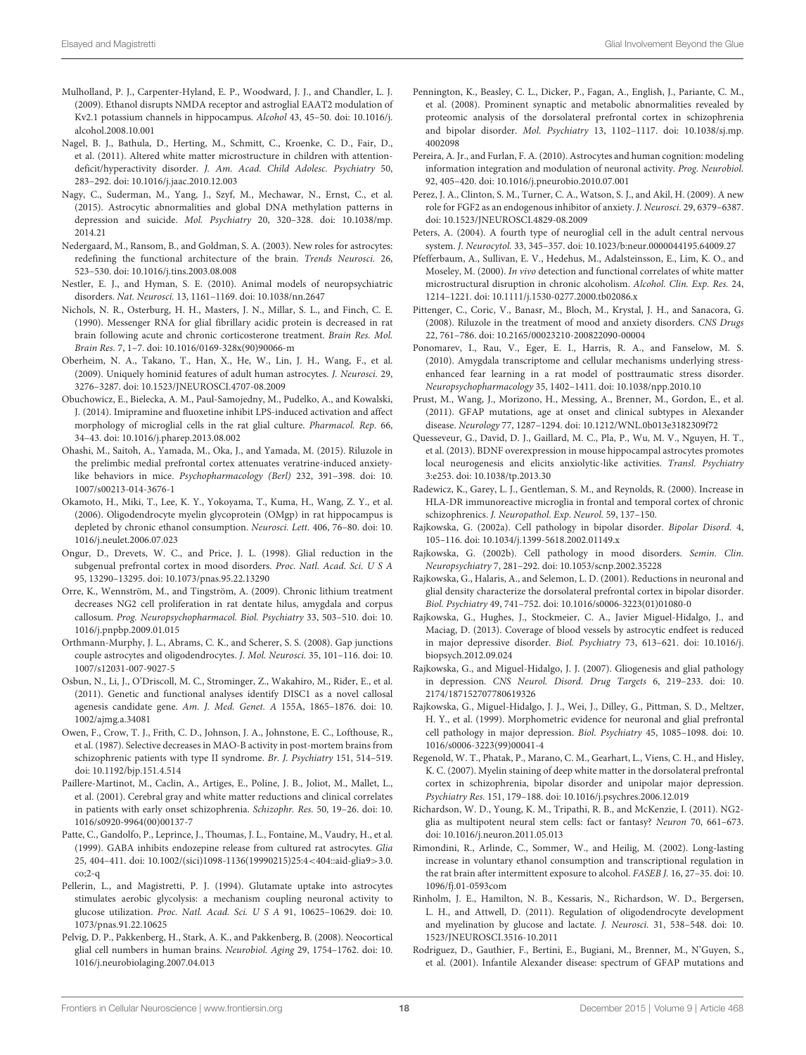Mulholland, P. J., Carpenter-Hyland, E. P., Woodward, J. J., and Chandler, L. J. (2009). Ethanol disrupts NMDA receptor and astroglial EAAT2 modulation of Kv2.1 potassium channels in hippocampus. *Alcohol* 43, 45–50. doi: 10.1016/j.alcohol.2008.10.001

Nagel, B. J., Bathula, D., Herting, M., Schmitt, C., Kroenke, C. D., Fair, D., et al. (2011). Altered white matter microstructure in children with attention-deficit/hyperactivity disorder. *J. Am. Acad. Child Adolesc. Psychiatry* 50, 283–292. doi: 10.1016/j.jaac.2010.12.003

Nagy, C., Suderman, M., Yang, J., Szyf, M., Mechawar, N., Ernst, C., et al. (2015). Astrocytic abnormalities and global DNA methylation patterns in depression and suicide. *Mol. Psychiatry* 20, 320–328. doi: 10.1038/mp.2014.21

Nedergaard, M., Ransom, B., and Goldman, S. A. (2003). New roles for astrocytes: redefining the functional architecture of the brain. *Trends Neurosci.* 26, 523–530. doi: 10.1016/j.tins.2003.08.008

Nestler, E. J., and Hyman, S. E. (2010). Animal models of neuropsychiatric disorders. *Nat. Neurosci.* 13, 1161–1169. doi: 10.1038/nn.2647

Nichols, N. R., Osterburg, H. H., Masters, J. N., Millar, S. L., and Finch, C. E. (1990). Messenger RNA for glial fibrillary acidic protein is decreased in rat brain following acute and chronic corticosterone treatment. *Brain Res. Mol. Brain Res.* 7, 1–7. doi: 10.1016/0169-328x(90)90066-m

Oberheim, N. A., Takano, T., Han, X., He, W., Lin, J. H., Wang, F., et al. (2009). Uniquely hominid features of adult human astrocytes. *J. Neurosci.* 29, 3276–3287. doi: 10.1523/JNEUROSCI.4707-08.2009

Obuchowicz, E., Bielecka, A. M., Paul-Samojedny, M., Pudelko, A., and Kowalski, J. (2014). Imipramine and fluoxetine inhibit LPS-induced activation and affect morphology of microglial cells in the rat glial culture. *Pharmacol. Rep.* 66, 34–43. doi: 10.1016/j.pharep.2013.08.002

Ohashi, M., Saitoh, A., Yamada, M., Oka, J., and Yamada, M. (2015). Riluzole in the prelimbic medial prefrontal cortex attenuates veratrine-induced anxiety-like behaviors in mice. *Psychopharmacology (Berl)* 232, 391–398. doi: 10.1007/s00213-014-3676-1

Okamoto, H., Miki, T., Lee, K. Y., Yokoyama, T., Kuma, H., Wang, Z. Y., et al. (2006). Oligodendrocyte myelin glycoprotein (OMgp) in rat hippocampus is depleted by chronic ethanol consumption. *Neurosci. Lett.* 406, 76–80. doi: 10.1016/j.neulet.2006.07.023

Ongur, D., Drevets, W. C., and Price, J. L. (1998). Glial reduction in the subgenual prefrontal cortex in mood disorders. *Proc. Natl. Acad. Sci. U S A* 95, 13290–13295. doi: 10.1073/pnas.95.22.13290

Orre, K., Wennström, M., and Tingström, A. (2009). Chronic lithium treatment decreases NG2 cell proliferation in rat dentate hilus, amygdala and corpus callosum. *Prog. Neuropsychopharmacol. Biol. Psychiatry* 33, 503–510. doi: 10.1016/j.pnpbp.2009.01.015

Orthmann-Murphy, J. L., Abrams, C. K., and Scherer, S. S. (2008). Gap junctions couple astrocytes and oligodendrocytes. *J. Mol. Neurosci.* 35, 101–116. doi: 10.1007/s12031-007-9027-5

Osbun, N., Li, J., O'Driscoll, M. C., Strominger, Z., Wakahiro, M., Rider, E., et al. (2011). Genetic and functional analyses identify DISC1 as a novel callosal agenesis candidate gene. *Am. J. Med. Genet. A* 155A, 1865–1876. doi: 10.1002/ajmg.a.34081

Owen, F., Crow, T. J., Frith, C. D., Johnson, J. A., Johnstone, E. C., Lofthouse, R., et al. (1987). Selective decreases in MAO-B activity in post-mortem brains from schizophrenic patients with type II syndrome. *Br. J. Psychiatry* 151, 514–519. doi: 10.1192/bjp.151.4.514

Paillere-Martinot, M., Caclin, A., Artiges, E., Poline, J. B., Joliot, M., Mallet, L., et al. (2001). Cerebral gray and white matter reductions and clinical correlates in patients with early onset schizophrenia. *Schizophr. Res.* 50, 19–26. doi: 10.1016/s0920-9964(00)00137-7

Patte, C., Gandolfo, P., Leprince, J., Thoumas, J. L., Fontaine, M., Vaudry, H., et al. (1999). GABA inhibits endozepine release from cultured rat astrocytes. *Glia* 25, 404–411. doi: 10.1002/(sici)1098-1136(19990215)25:4<404::aid-glia9>3.0.co;2-q

Pellerin, L., and Magistretti, P. J. (1994). Glutamate uptake into astrocytes stimulates aerobic glycolysis: a mechanism coupling neuronal activity to glucose utilization. *Proc. Natl. Acad. Sci. U S A* 91, 10625–10629. doi: 10.1073/pnas.91.22.10625

Pelvig, D. P., Pakkenberg, H., Stark, A. K., and Pakkenberg, B. (2008). Neocortical glial cell numbers in human brains. *Neurobiol. Aging* 29, 1754–1762. doi: 10.1016/j.neurobiolaging.2007.04.013

Pennington, K., Beasley, C. L., Dicker, P., Fagan, A., English, J., Pariante, C. M., et al. (2008). Prominent synaptic and metabolic abnormalities revealed by proteomic analysis of the dorsolateral prefrontal cortex in schizophrenia and bipolar disorder. *Mol. Psychiatry* 13, 1102–1117. doi: 10.1038/sj.mp.4002098

Pereira, A. Jr., and Furlan, F. A. (2010). Astrocytes and human cognition: modeling information integration and modulation of neuronal activity. *Prog. Neurobiol.* 92, 405–420. doi: 10.1016/j.pneurobio.2010.07.001

Perez, J. A., Clinton, S. M., Turner, C. A., Watson, S. J., and Akil, H. (2009). A new role for FGF2 as an endogenous inhibitor of anxiety. *J. Neurosci.* 29, 6379–6387. doi: 10.1523/JNEUROSCI.4829-08.2009

Peters, A. (2004). A fourth type of neuroglial cell in the adult central nervous system. *J. Neurocytol.* 33, 345–357. doi: 10.1023/b:neur.0000044195.64009.27

Pfefferbaum, A., Sullivan, E. V., Hedehus, M., Adalsteinsson, E., Lim, K. O., and Moseley, M. (2000). *In vivo* detection and functional correlates of white matter microstructural disruption in chronic alcoholism. *Alcohol. Clin. Exp. Res.* 24, 1214–1221. doi: 10.1111/j.1530-0277.2000.tb02086.x

Pittenger, C., Coric, V., Banasr, M., Bloch, M., Krystal, J. H., and Sanacora, G. (2008). Riluzole in the treatment of mood and anxiety disorders. *CNS Drugs* 22, 761–786. doi: 10.2165/00023210-200822090-00004

Ponomarev, I., Rau, V., Eger, E. I., Harris, R. A., and Fanselow, M. S. (2010). Amygdala transcriptome and cellular mechanisms underlying stress-enhanced fear learning in a rat model of posttraumatic stress disorder. *Neuropsychopharmacology* 35, 1402–1411. doi: 10.1038/npp.2010.10

Prust, M., Wang, J., Morizono, H., Messing, A., Brenner, M., Gordon, E., et al. (2011). GFAP mutations, age at onset and clinical subtypes in Alexander disease. *Neurology* 77, 1287–1294. doi: 10.1212/WNL.0b013e3182309f72

Quesseveur, G., David, D. J., Gaillard, M. C., Pla, P., Wu, M. V., Nguyen, H. T., et al. (2013). BDNF overexpression in mouse hippocampal astrocytes promotes local neurogenesis and elicits anxiolytic-like activities. *Transl. Psychiatry* 3:e253. doi: 10.1038/tp.2013.30

Radewicz, K., Garey, L. J., Gentleman, S. M., and Reynolds, R. (2000). Increase in HLA-DR immunoreactive microglia in frontal and temporal cortex of chronic schizophrenics. *J. Neuropathol. Exp. Neurol.* 59, 137–150.

Rajkowska, G. (2002a). Cell pathology in bipolar disorder. *Bipolar Disord.* 4, 105–116. doi: 10.1034/j.1399-5618.2002.01149.x

Rajkowska, G. (2002b). Cell pathology in mood disorders. *Semin. Clin. Neuropsychiatry* 7, 281–292. doi: 10.1053/scnp.2002.35228

Rajkowska, G., Halaris, A., and Selemon, L. D. (2001). Reductions in neuronal and glial density characterize the dorsolateral prefrontal cortex in bipolar disorder. *Biol. Psychiatry* 49, 741–752. doi: 10.1016/s0006-3223(01)01080-0

Rajkowska, G., Hughes, J., Stockmeier, C. A., Javier Miguel-Hidalgo, J., and Maciag, D. (2013). Coverage of blood vessels by astrocytic endfeet is reduced in major depressive disorder. *Biol. Psychiatry* 73, 613–621. doi: 10.1016/j.biopsych.2012.09.024

Rajkowska, G., and Miguel-Hidalgo, J. J. (2007). Gliogenesis and glial pathology in depression. *CNS Neurol. Disord. Drug Targets* 6, 219–233. doi: 10.2174/187152707780619326

Rajkowska, G., Miguel-Hidalgo, J. J., Wei, J., Dilley, G., Pittman, S. D., Meltzer, H. Y., et al. (1999). Morphometric evidence for neuronal and glial prefrontal cell pathology in major depression. *Biol. Psychiatry* 45, 1085–1098. doi: 10.1016/s0006-3223(99)00041-4

Regenold, W. T., Phatak, P., Marano, C. M., Gearhart, L., Viens, C. H., and Hisley, K. C. (2007). Myelin staining of deep white matter in the dorsolateral prefrontal cortex in schizophrenia, bipolar disorder and unipolar major depression. *Psychiatry Res.* 151, 179–188. doi: 10.1016/j.psychres.2006.12.019

Richardson, W. D., Young, K. M., Tripathi, R. B., and McKenzie, I. (2011). NG2-glia as multipotent neural stem cells: fact or fantasy? *Neuron* 70, 661–673. doi: 10.1016/j.neuron.2011.05.013

Rimondini, R., Arlinde, C., Sommer, W., and Heilig, M. (2002). Long-lasting increase in voluntary ethanol consumption and transcriptional regulation in the rat brain after intermittent exposure to alcohol. *FASEB J.* 16, 27–35. doi: 10.1096/fj.01-0593com

Rinholm, J. E., Hamilton, N. B., Kessaris, N., Richardson, W. D., Bergersen, L. H., and Attwell, D. (2011). Regulation of oligodendrocyte development and myelination by glucose and lactate. *J. Neurosci.* 31, 538–548. doi: 10.1523/JNEUROSCI.3516-10.2011

Rodriguez, D., Gauthier, F., Bertini, E., Bugiani, M., Brenner, M., N'Guyen, S., et al. (2001). Infantile Alexander disease: spectrum of GFAP mutations and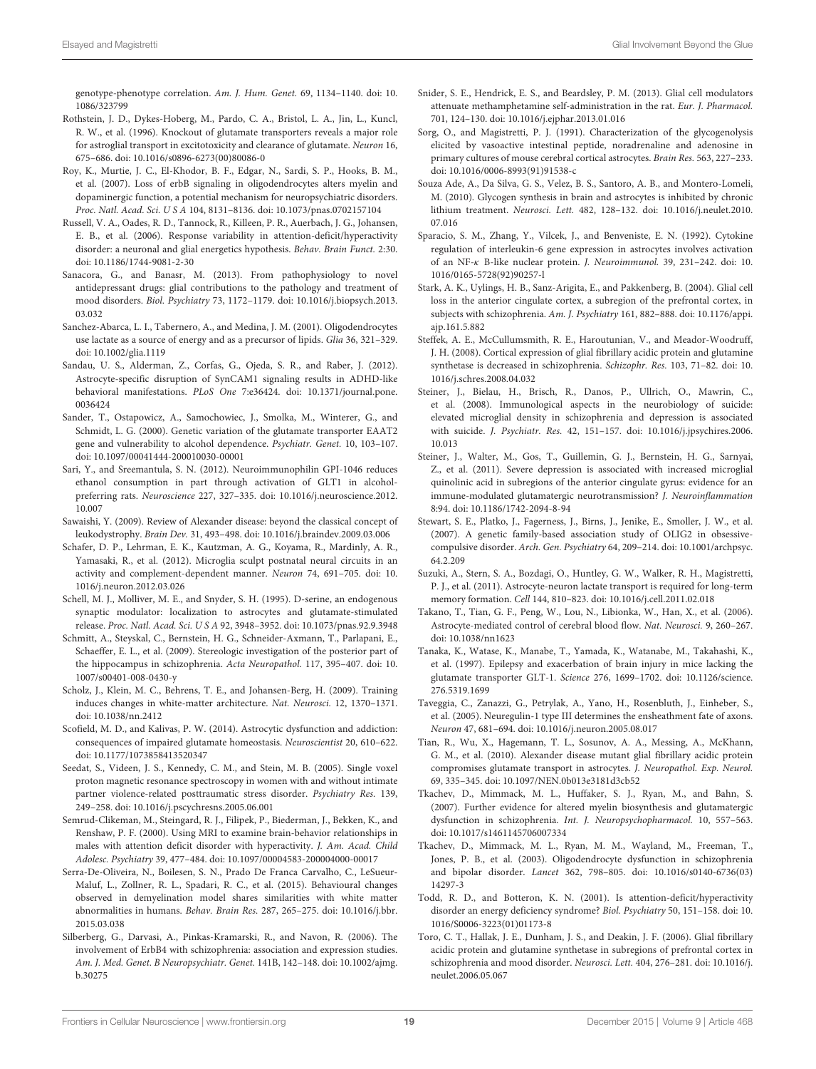genotype-phenotype correlation. *Am. J. Hum. Genet.* 69, 1134–1140. doi: 10.1086/323799

Rothstein, J. D., Dykes-Hoberg, M., Pardo, C. A., Bristol, L. A., Jin, L., Kuncl, R. W., et al. (1996). Knockout of glutamate transporters reveals a major role for astroglial transport in excitotoxicity and clearance of glutamate. *Neuron* 16, 675–686. doi: 10.1016/s0896-6273(00)80086-0

Roy, K., Murtie, J. C., El-Khodor, B. F., Edgar, N., Sardi, S. P., Hooks, B. M., et al. (2007). Loss of erbB signaling in oligodendrocytes alters myelin and dopaminergic function, a potential mechanism for neuropsychiatric disorders. *Proc. Natl. Acad. Sci. U S A* 104, 8131–8136. doi: 10.1073/pnas.0702157104

Russell, V. A., Oades, R. D., Tannock, R., Killeen, P. R., Auerbach, J. G., Johansen, E. B., et al. (2006). Response variability in attention-deficit/hyperactivity disorder: a neuronal and glial energetics hypothesis. *Behav. Brain Funct.* 2:30. doi: 10.1186/1744-9081-2-30

Sanacora, G., and Banasr, M. (2013). From pathophysiology to novel antidepressant drugs: glial contributions to the pathology and treatment of mood disorders. *Biol. Psychiatry* 73, 1172–1179. doi: 10.1016/j.biopsych.2013.03.032

Sanchez-Abarca, L. I., Tabernero, A., and Medina, J. M. (2001). Oligodendrocytes use lactate as a source of energy and as a precursor of lipids. *Glia* 36, 321–329. doi: 10.1002/glia.1119

Sandau, U. S., Alderman, Z., Corfas, G., Ojeda, S. R., and Raber, J. (2012). Astrocyte-specific disruption of SynCAM1 signaling results in ADHD-like behavioral manifestations. *PLoS One* 7:e36424. doi: 10.1371/journal.pone.0036424

Sander, T., Ostapowicz, A., Samochowiec, J., Smolka, M., Winterer, G., and Schmidt, L. G. (2000). Genetic variation of the glutamate transporter EAAT2 gene and vulnerability to alcohol dependence. *Psychiatr. Genet.* 10, 103–107. doi: 10.1097/00041444-200010030-00001

Sari, Y., and Sreemantula, S. N. (2012). Neuroimmunophilin GPI-1046 reduces ethanol consumption in part through activation of GLT1 in alcohol-preferring rats. *Neuroscience* 227, 327–335. doi: 10.1016/j.neuroscience.2012.10.007

Sawaishi, Y. (2009). Review of Alexander disease: beyond the classical concept of leukodystrophy. *Brain Dev.* 31, 493–498. doi: 10.1016/j.braindev.2009.03.006

Schafer, D. P., Lehrman, E. K., Kautzman, A. G., Koyama, R., Mardinly, A. R., Yamasaki, R., et al. (2012). Microglia sculpt postnatal neural circuits in an activity and complement-dependent manner. *Neuron* 74, 691–705. doi: 10.1016/j.neuron.2012.03.026

Schell, M. J., Molliver, M. E., and Snyder, S. H. (1995). D-serine, an endogenous synaptic modulator: localization to astrocytes and glutamate-stimulated release. *Proc. Natl. Acad. Sci. U S A* 92, 3948–3952. doi: 10.1073/pnas.92.9.3948

Schmitt, A., Steyskal, C., Bernstein, H. G., Schneider-Axmann, T., Parlapani, E., Schaeffer, E. L., et al. (2009). Stereologic investigation of the posterior part of the hippocampus in schizophrenia. *Acta Neuropathol.* 117, 395–407. doi: 10.1007/s00401-008-0430-y

Scholz, J., Klein, M. C., Behrens, T. E., and Johansen-Berg, H. (2009). Training induces changes in white-matter architecture. *Nat. Neurosci.* 12, 1370–1371. doi: 10.1038/nn.2412

Scofield, M. D., and Kalivas, P. W. (2014). Astrocytic dysfunction and addiction: consequences of impaired glutamate homeostasis. *Neuroscientist* 20, 610–622. doi: 10.1177/1073858413520347

Seedat, S., Videen, J. S., Kennedy, C. M., and Stein, M. B. (2005). Single voxel proton magnetic resonance spectroscopy in women with and without intimate partner violence-related posttraumatic stress disorder. *Psychiatry Res.* 139, 249–258. doi: 10.1016/j.pscychresns.2005.06.001

Semrud-Clikeman, M., Steingard, R. J., Filipek, P., Biederman, J., Bekken, K., and Renshaw, P. F. (2000). Using MRI to examine brain-behavior relationships in males with attention deficit disorder with hyperactivity. *J. Am. Acad. Child Adolesc. Psychiatry* 39, 477–484. doi: 10.1097/00004583-200004000-00017

Serra-De-Oliveira, N., Boilesen, S. N., Prado De Franca Carvalho, C., LeSueur-Maluf, L., Zollner, R. L., Spadari, R. C., et al. (2015). Behavioural changes observed in demyelination model shares similarities with white matter abnormalities in humans. *Behav. Brain Res.* 287, 265–275. doi: 10.1016/j.bbr.2015.03.038

Silberberg, G., Darvasi, A., Pinkas-Kramarski, R., and Navon, R. (2006). The involvement of ErbB4 with schizophrenia: association and expression studies. *Am. J. Med. Genet. B Neuropsychiatr. Genet.* 141B, 142–148. doi: 10.1002/ajmg.b.30275

Snider, S. E., Hendrick, E. S., and Beardsley, P. M. (2013). Glial cell modulators attenuate methamphetamine self-administration in the rat. *Eur. J. Pharmacol.* 701, 124–130. doi: 10.1016/j.ejphar.2013.01.016

Sorg, O., and Magistretti, P. J. (1991). Characterization of the glycogenolysis elicited by vasoactive intestinal peptide, noradrenaline and adenosine in primary cultures of mouse cerebral cortical astrocytes. *Brain Res.* 563, 227–233. doi: 10.1016/0006-8993(91)91538-c

Souza Ade, A., Da Silva, G. S., Velez, B. S., Santoro, A. B., and Montero-Lomeli, M. (2010). Glycogen synthesis in brain and astrocytes is inhibited by chronic lithium treatment. *Neurosci. Lett.* 482, 128–132. doi: 10.1016/j.neulet.2010.07.016

Sparacio, S. M., Zhang, Y., Vilcek, J., and Benveniste, E. N. (1992). Cytokine regulation of interleukin-6 gene expression in astrocytes involves activation of an NF-κ B-like nuclear protein. *J. Neuroimmunol.* 39, 231–242. doi: 10.1016/0165-5728(92)90257-l

Stark, A. K., Uylings, H. B., Sanz-Arigita, E., and Pakkenberg, B. (2004). Glial cell loss in the anterior cingulate cortex, a subregion of the prefrontal cortex, in subjects with schizophrenia. *Am. J. Psychiatry* 161, 882–888. doi: 10.1176/appi.ajp.161.5.882

Steffek, A. E., McCullumsmith, R. E., Haroutunian, V., and Meador-Woodruff, J. H. (2008). Cortical expression of glial fibrillary acidic protein and glutamine synthetase is decreased in schizophrenia. *Schizophr. Res.* 103, 71–82. doi: 10.1016/j.schres.2008.04.032

Steiner, J., Bielau, H., Brisch, R., Danos, P., Ullrich, O., Mawrin, C., et al. (2008). Immunological aspects in the neurobiology of suicide: elevated microglial density in schizophrenia and depression is associated with suicide. *J. Psychiatr. Res.* 42, 151–157. doi: 10.1016/j.jpsychires.2006.10.013

Steiner, J., Walter, M., Gos, T., Guillemin, G. J., Bernstein, H. G., Sarnyai, Z., et al. (2011). Severe depression is associated with increased microglial quinolinic acid in subregions of the anterior cingulate gyrus: evidence for an immune-modulated glutamatergic neurotransmission? *J. Neuroinflammation* 8:94. doi: 10.1186/1742-2094-8-94

Stewart, S. E., Platko, J., Fagerness, J., Birns, J., Jenike, E., Smoller, J. W., et al. (2007). A genetic family-based association study of OLIG2 in obsessive-compulsive disorder. *Arch. Gen. Psychiatry* 64, 209–214. doi: 10.1001/archpsyc.64.2.209

Suzuki, A., Stern, S. A., Bozdagi, O., Huntley, G. W., Walker, R. H., Magistretti, P. J., et al. (2011). Astrocyte-neuron lactate transport is required for long-term memory formation. *Cell* 144, 810–823. doi: 10.1016/j.cell.2011.02.018

Takano, T., Tian, G. F., Peng, W., Lou, N., Libionka, W., Han, X., et al. (2006). Astrocyte-mediated control of cerebral blood flow. *Nat. Neurosci.* 9, 260–267. doi: 10.1038/nn1623

Tanaka, K., Watase, K., Manabe, T., Yamada, K., Watanabe, M., Takahashi, K., et al. (1997). Epilepsy and exacerbation of brain injury in mice lacking the glutamate transporter GLT-1. *Science* 276, 1699–1702. doi: 10.1126/science.276.5319.1699

Taveggia, C., Zanazzi, G., Petrylak, A., Yano, H., Rosenbluth, J., Einheber, S., et al. (2005). Neuregulin-1 type III determines the ensheathment fate of axons. *Neuron* 47, 681–694. doi: 10.1016/j.neuron.2005.08.017

Tian, R., Wu, X., Hagemann, T. L., Sosunov, A. A., Messing, A., McKhann, G. M., et al. (2010). Alexander disease mutant glial fibrillary acidic protein compromises glutamate transport in astrocytes. *J. Neuropathol. Exp. Neurol.* 69, 335–345. doi: 10.1097/NEN.0b013e3181d3cb52

Tkachev, D., Mimmack, M. L., Huffaker, S. J., Ryan, M., and Bahn, S. (2007). Further evidence for altered myelin biosynthesis and glutamatergic dysfunction in schizophrenia. *Int. J. Neuropsychopharmacol.* 10, 557–563. doi: 10.1017/s1461145706007334

Tkachev, D., Mimmack, M. L., Ryan, M. M., Wayland, M., Freeman, T., Jones, P. B., et al. (2003). Oligodendrocyte dysfunction in schizophrenia and bipolar disorder. *Lancet* 362, 798–805. doi: 10.1016/s0140-6736(03)14297-3

Todd, R. D., and Botteron, K. N. (2001). Is attention-deficit/hyperactivity disorder an energy deficiency syndrome? *Biol. Psychiatry* 50, 151–158. doi: 10.1016/S0006-3223(01)01173-8

Toro, C. T., Hallak, J. E., Dunham, J. S., and Deakin, J. F. (2006). Glial fibrillary acidic protein and glutamine synthetase in subregions of prefrontal cortex in schizophrenia and mood disorder. *Neurosci. Lett.* 404, 276–281. doi: 10.1016/j.neulet.2006.05.067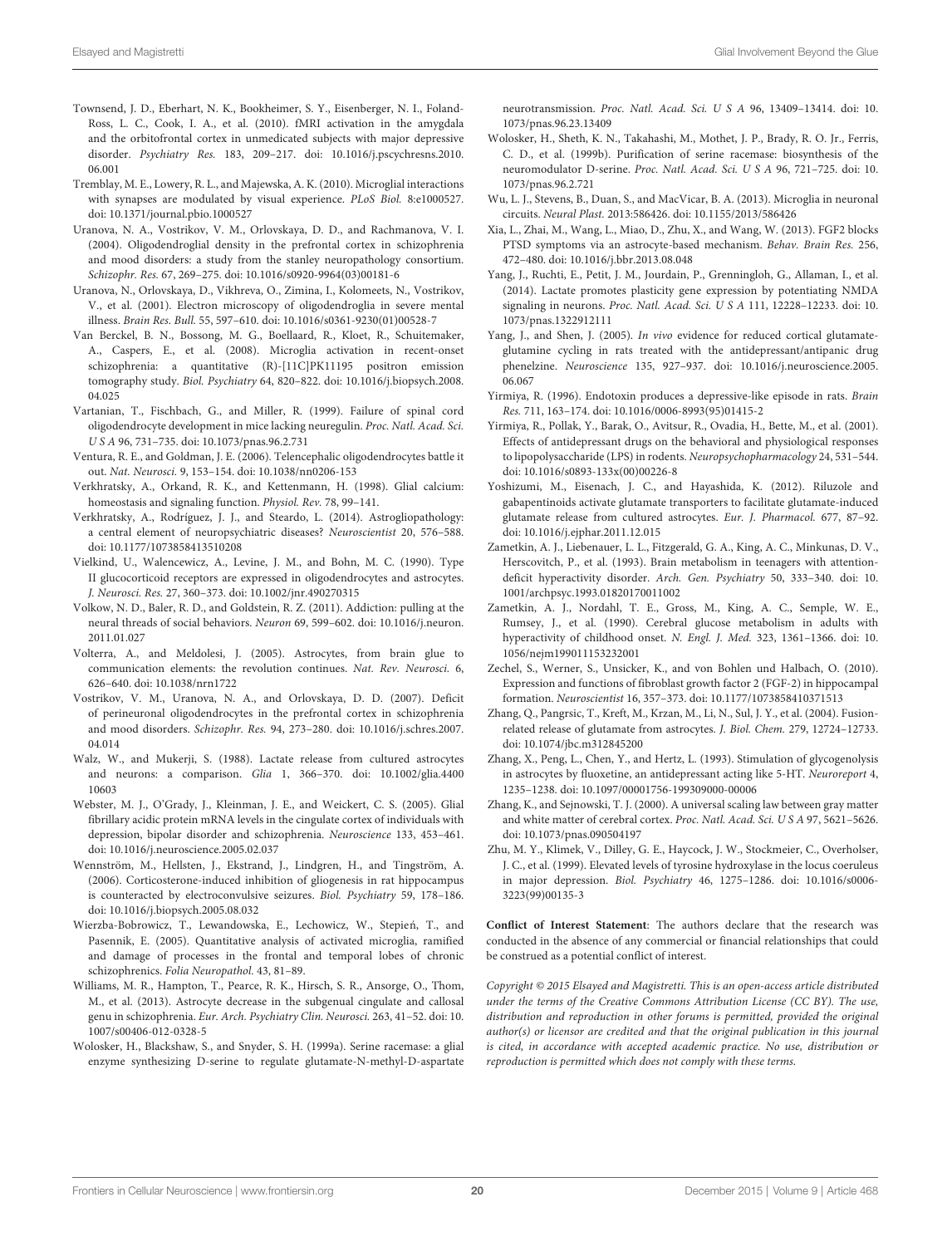Townsend, J. D., Eberhart, N. K., Bookheimer, S. Y., Eisenberger, N. I., Foland-Ross, L. C., Cook, I. A., et al. (2010). fMRI activation in the amygdala and the orbitofrontal cortex in unmedicated subjects with major depressive disorder. *Psychiatry Res.* 183, 209–217. doi: 10.1016/j.pscychresns.2010.06.001

Tremblay, M. E., Lowery, R. L., and Majewska, A. K. (2010). Microglial interactions with synapses are modulated by visual experience. *PLoS Biol.* 8:e1000527. doi: 10.1371/journal.pbio.1000527

Uranova, N. A., Vostrikov, V. M., Orlovskaya, D. D., and Rachmanova, V. I. (2004). Oligodendroglial density in the prefrontal cortex in schizophrenia and mood disorders: a study from the stanley neuropathology consortium. *Schizophr. Res.* 67, 269–275. doi: 10.1016/s0920-9964(03)00181-6

Uranova, N., Orlovskaya, D., Vikhreva, O., Zimina, I., Kolomeets, N., Vostrikov, V., et al. (2001). Electron microscopy of oligodendroglia in severe mental illness. *Brain Res. Bull.* 55, 597–610. doi: 10.1016/s0361-9230(01)00528-7

Van Berckel, B. N., Bossong, M. G., Boellaard, R., Kloet, R., Schuitemaker, A., Caspers, E., et al. (2008). Microglia activation in recent-onset schizophrenia: a quantitative (R)-[11C]PK11195 positron emission tomography study. *Biol. Psychiatry* 64, 820–822. doi: 10.1016/j.biopsych.2008.04.025

Vartanian, T., Fischbach, G., and Miller, R. (1999). Failure of spinal cord oligodendrocyte development in mice lacking neuregulin. *Proc. Natl. Acad. Sci. U S A* 96, 731–735. doi: 10.1073/pnas.96.2.731

Ventura, R. E., and Goldman, J. E. (2006). Telencephalic oligodendrocytes battle it out. *Nat. Neurosci.* 9, 153–154. doi: 10.1038/nn0206-153

Verkhratsky, A., Orkand, R. K., and Kettenmann, H. (1998). Glial calcium: homeostasis and signaling function. *Physiol. Rev.* 78, 99–141.

Verkhratsky, A., Rodríguez, J. J., and Steardo, L. (2014). Astrogliopathology: a central element of neuropsychiatric diseases? *Neuroscientist* 20, 576–588. doi: 10.1177/1073858413510208

Vielkind, U., Walencewicz, A., Levine, J. M., and Bohn, M. C. (1990). Type II glucocorticoid receptors are expressed in oligodendrocytes and astrocytes. *J. Neurosci. Res.* 27, 360–373. doi: 10.1002/jnr.490270315

Volkow, N. D., Baler, R. D., and Goldstein, R. Z. (2011). Addiction: pulling at the neural threads of social behaviors. *Neuron* 69, 599–602. doi: 10.1016/j.neuron.2011.01.027

Volterra, A., and Meldolesi, J. (2005). Astrocytes, from brain glue to communication elements: the revolution continues. *Nat. Rev. Neurosci.* 6, 626–640. doi: 10.1038/nrn1722

Vostrikov, V. M., Uranova, N. A., and Orlovskaya, D. D. (2007). Deficit of perineuronal oligodendrocytes in the prefrontal cortex in schizophrenia and mood disorders. *Schizophr. Res.* 94, 273–280. doi: 10.1016/j.schres.2007.04.014

Walz, W., and Mukerji, S. (1988). Lactate release from cultured astrocytes and neurons: a comparison. *Glia* 1, 366–370. doi: 10.1002/glia.440010603

Webster, M. J., O'Grady, J., Kleinman, J. E., and Weickert, C. S. (2005). Glial fibrillary acidic protein mRNA levels in the cingulate cortex of individuals with depression, bipolar disorder and schizophrenia. *Neuroscience* 133, 453–461. doi: 10.1016/j.neuroscience.2005.02.037

Wennström, M., Hellsten, J., Ekstrand, J., Lindgren, H., and Tingström, A. (2006). Corticosterone-induced inhibition of gliogenesis in rat hippocampus is counteracted by electroconvulsive seizures. *Biol. Psychiatry* 59, 178–186. doi: 10.1016/j.biopsych.2005.08.032

Wierzba-Bobrowicz, T., Lewandowska, E., Lechowicz, W., Stępień, T., and Pasennik, E. (2005). Quantitative analysis of activated microglia, ramified and damage of processes in the frontal and temporal lobes of chronic schizophrenics. *Folia Neuropathol.* 43, 81–89.

Williams, M. R., Hampton, T., Pearce, R. K., Hirsch, S. R., Ansorge, O., Thom, M., et al. (2013). Astrocyte decrease in the subgenual cingulate and callosal genu in schizophrenia. *Eur. Arch. Psychiatry Clin. Neurosci.* 263, 41–52. doi: 10.1007/s00406-012-0328-5

Wolosker, H., Blackshaw, S., and Snyder, S. H. (1999a). Serine racemase: a glial enzyme synthesizing D-serine to regulate glutamate-N-methyl-D-aspartate neurotransmission. *Proc. Natl. Acad. Sci. U S A* 96, 13409–13414. doi: 10.1073/pnas.96.23.13409

Wolosker, H., Sheth, K. N., Takahashi, M., Mothet, J. P., Brady, R. O. Jr., Ferris, C. D., et al. (1999b). Purification of serine racemase: biosynthesis of the neuromodulator D-serine. *Proc. Natl. Acad. Sci. U S A* 96, 721–725. doi: 10.1073/pnas.96.2.721

Wu, L. J., Stevens, B., Duan, S., and MacVicar, B. A. (2013). Microglia in neuronal circuits. *Neural Plast.* 2013:586426. doi: 10.1155/2013/586426

Xia, L., Zhai, M., Wang, L., Miao, D., Zhu, X., and Wang, W. (2013). FGF2 blocks PTSD symptoms via an astrocyte-based mechanism. *Behav. Brain Res.* 256, 472–480. doi: 10.1016/j.bbr.2013.08.048

Yang, J., Ruchti, E., Petit, J. M., Jourdain, P., Grenningloh, G., Allaman, I., et al. (2014). Lactate promotes plasticity gene expression by potentiating NMDA signaling in neurons. *Proc. Natl. Acad. Sci. U S A* 111, 12228–12233. doi: 10.1073/pnas.1322912111

Yang, J., and Shen, J. (2005). *In vivo* evidence for reduced cortical glutamate-glutamine cycling in rats treated with the antidepressant/antipanic drug phenelzine. *Neuroscience* 135, 927–937. doi: 10.1016/j.neuroscience.2005.06.067

Yirmiya, R. (1996). Endotoxin produces a depressive-like episode in rats. *Brain Res.* 711, 163–174. doi: 10.1016/0006-8993(95)01415-2

Yirmiya, R., Pollak, Y., Barak, O., Avitsur, R., Ovadia, H., Bette, M., et al. (2001). Effects of antidepressant drugs on the behavioral and physiological responses to lipopolysaccharide (LPS) in rodents. *Neuropsychopharmacology* 24, 531–544. doi: 10.1016/s0893-133x(00)00226-8

Yoshizumi, M., Eisenach, J. C., and Hayashida, K. (2012). Riluzole and gabapentinoids activate glutamate transporters to facilitate glutamate-induced glutamate release from cultured astrocytes. *Eur. J. Pharmacol.* 677, 87–92. doi: 10.1016/j.ejphar.2011.12.015

Zametkin, A. J., Liebenauer, L. L., Fitzgerald, G. A., King, A. C., Minkunas, D. V., Herscovitch, P., et al. (1993). Brain metabolism in teenagers with attention-deficit hyperactivity disorder. *Arch. Gen. Psychiatry* 50, 333–340. doi: 10.1001/archpsyc.1993.01820170011002

Zametkin, A. J., Nordahl, T. E., Gross, M., King, A. C., Semple, W. E., Rumsey, J., et al. (1990). Cerebral glucose metabolism in adults with hyperactivity of childhood onset. *N. Engl. J. Med.* 323, 1361–1366. doi: 10.1056/nejm199011153232001

Zechel, S., Werner, S., Unsicker, K., and von Bohlen und Halbach, O. (2010). Expression and functions of fibroblast growth factor 2 (FGF-2) in hippocampal formation. *Neuroscientist* 16, 357–373. doi: 10.1177/1073858410371513

Zhang, Q., Pangrsic, T., Kreft, M., Krzan, M., Li, N., Sul, J. Y., et al. (2004). Fusion-related release of glutamate from astrocytes. *J. Biol. Chem.* 279, 12724–12733. doi: 10.1074/jbc.m312845200

Zhang, X., Peng, L., Chen, Y., and Hertz, L. (1993). Stimulation of glycogenolysis in astrocytes by fluoxetine, an antidepressant acting like 5-HT. *Neuroreport* 4, 1235–1238. doi: 10.1097/00001756-199309000-00006

Zhang, K., and Sejnowski, T. J. (2000). A universal scaling law between gray matter and white matter of cerebral cortex. *Proc. Natl. Acad. Sci. U S A* 97, 5621–5626. doi: 10.1073/pnas.090504197

Zhu, M. Y., Klimek, V., Dilley, G. E., Haycock, J. W., Stockmeier, C., Overholser, J. C., et al. (1999). Elevated levels of tyrosine hydroxylase in the locus coeruleus in major depression. *Biol. Psychiatry* 46, 1275–1286. doi: 10.1016/s0006-3223(99)00135-3

**Conflict of Interest Statement**: The authors declare that the research was conducted in the absence of any commercial or financial relationships that could be construed as a potential conflict of interest.

*Copyright © 2015 Elsayed and Magistretti. This is an open-access article distributed under the terms of the Creative Commons Attribution License (CC BY). The use, distribution and reproduction in other forums is permitted, provided the original author(s) or licensor are credited and that the original publication in this journal is cited, in accordance with accepted academic practice. No use, distribution or reproduction is permitted which does not comply with these terms.*